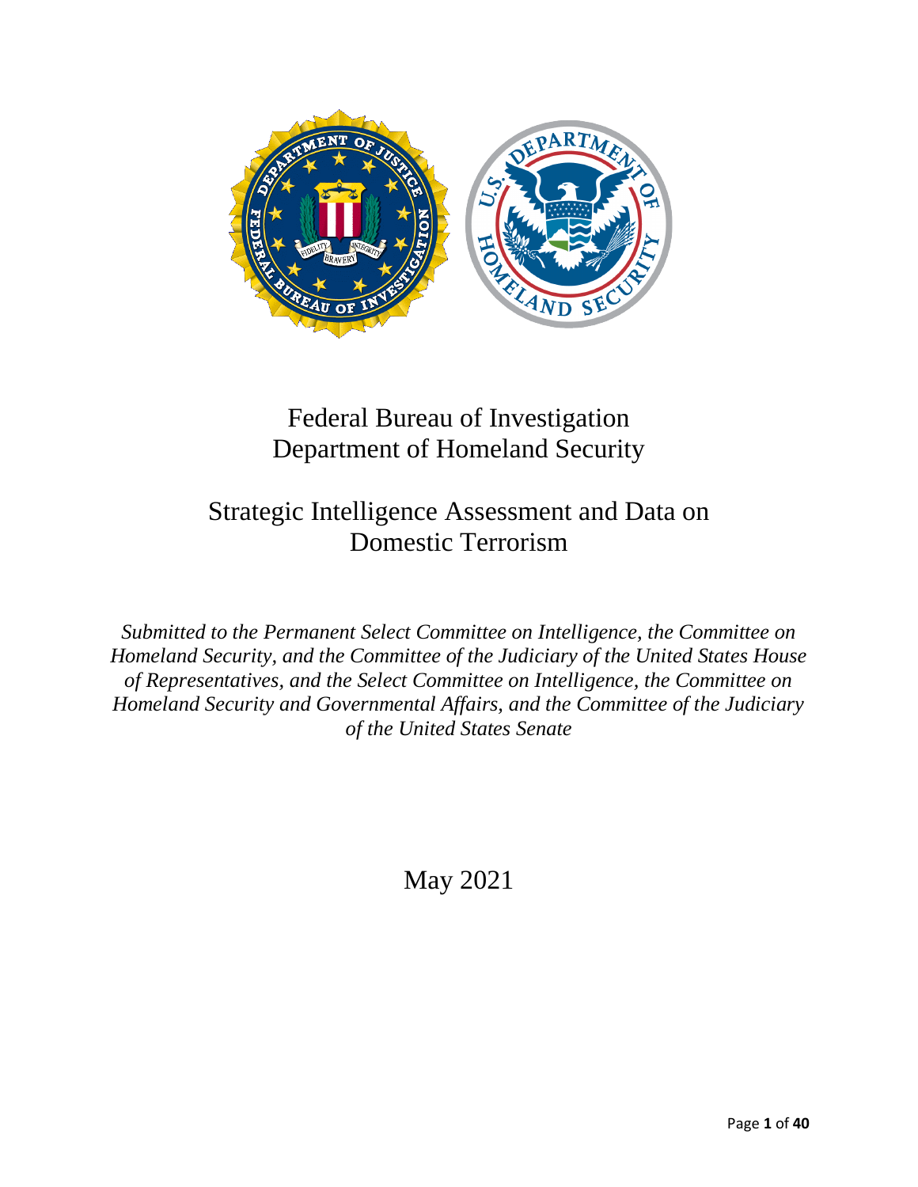# Federal Bureau of Investigation
# Department of Homeland Security

## Strategic Intelligence Assessment and Data on Domestic Terrorism

*Submitted to the Permanent Select Committee on Intelligence, the Committee on Homeland Security, and the Committee of the Judiciary of the United States House of Representatives, and the Select Committee on Intelligence, the Committee on Homeland Security and Governmental Affairs, and the Committee of the Judiciary of the United States Senate*

May 2021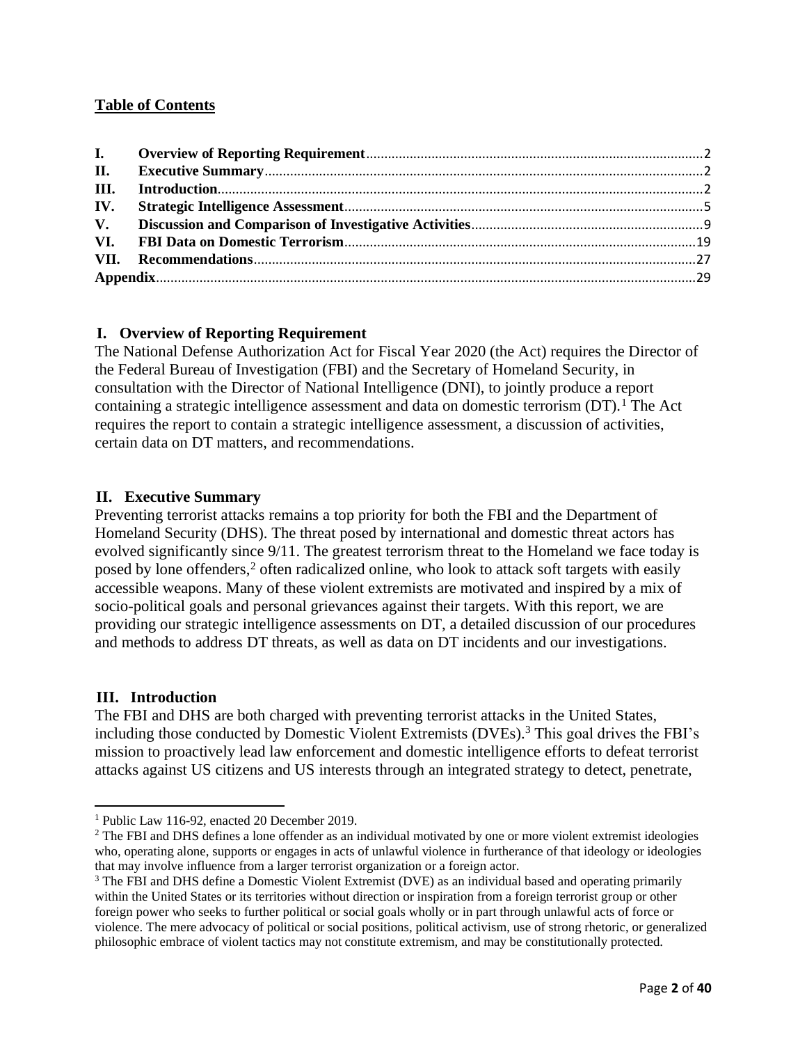**Table of Contents**

| | | |
|---|---|---|
| **I.** | **Overview of Reporting Requirement** | 2 |
| **II.** | **Executive Summary** | 2 |
| **III.** | **Introduction** | 2 |
| **IV.** | **Strategic Intelligence Assessment** | 5 |
| **V.** | **Discussion and Comparison of Investigative Activities** | 9 |
| **VI.** | **FBI Data on Domestic Terrorism** | 19 |
| **VII.** | **Recommendations** | 27 |
| **Appendix** | | 29 |

## I. Overview of Reporting Requirement

The National Defense Authorization Act for Fiscal Year 2020 (the Act) requires the Director of the Federal Bureau of Investigation (FBI) and the Secretary of Homeland Security, in consultation with the Director of National Intelligence (DNI), to jointly produce a report containing a strategic intelligence assessment and data on domestic terrorism (DT).[1] The Act requires the report to contain a strategic intelligence assessment, a discussion of activities, certain data on DT matters, and recommendations.

## II. Executive Summary

Preventing terrorist attacks remains a top priority for both the FBI and the Department of Homeland Security (DHS). The threat posed by international and domestic threat actors has evolved significantly since 9/11. The greatest terrorism threat to the Homeland we face today is posed by lone offenders,[2] often radicalized online, who look to attack soft targets with easily accessible weapons. Many of these violent extremists are motivated and inspired by a mix of socio-political goals and personal grievances against their targets. With this report, we are providing our strategic intelligence assessments on DT, a detailed discussion of our procedures and methods to address DT threats, as well as data on DT incidents and our investigations.

## III. Introduction

The FBI and DHS are both charged with preventing terrorist attacks in the United States, including those conducted by Domestic Violent Extremists (DVEs).[3] This goal drives the FBI's mission to proactively lead law enforcement and domestic intelligence efforts to defeat terrorist attacks against US citizens and US interests through an integrated strategy to detect, penetrate,

---

[1] Public Law 116-92, enacted 20 December 2019.

[2] The FBI and DHS defines a lone offender as an individual motivated by one or more violent extremist ideologies who, operating alone, supports or engages in acts of unlawful violence in furtherance of that ideology or ideologies that may involve influence from a larger terrorist organization or a foreign actor.

[3] The FBI and DHS define a Domestic Violent Extremist (DVE) as an individual based and operating primarily within the United States or its territories without direction or inspiration from a foreign terrorist group or other foreign power who seeks to further political or social goals wholly or in part through unlawful acts of force or violence. The mere advocacy of political or social positions, political activism, use of strong rhetoric, or generalized philosophic embrace of violent tactics may not constitute extremism, and may be constitutionally protected.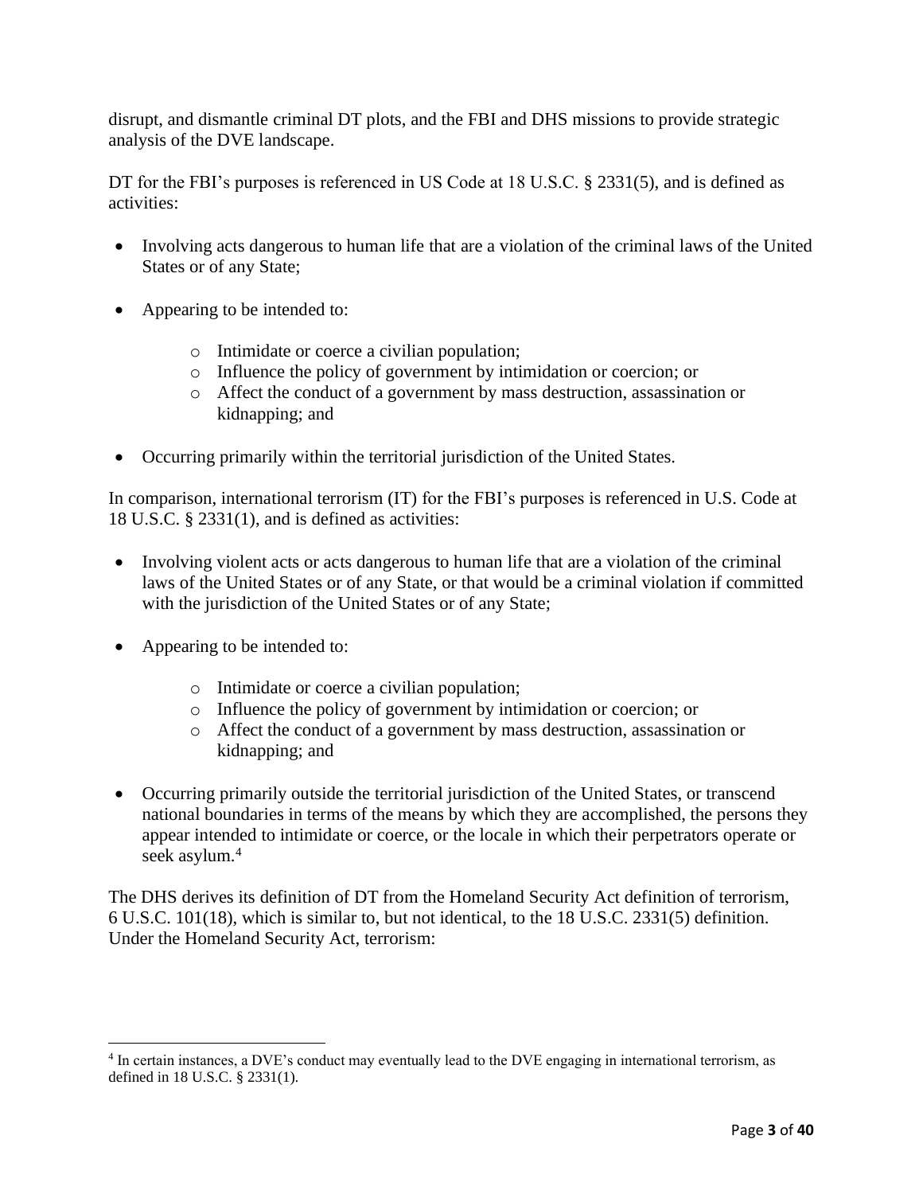disrupt, and dismantle criminal DT plots, and the FBI and DHS missions to provide strategic analysis of the DVE landscape.

DT for the FBI's purposes is referenced in US Code at 18 U.S.C. § 2331(5), and is defined as activities:

- Involving acts dangerous to human life that are a violation of the criminal laws of the United States or of any State;
- Appearing to be intended to:
  - Intimidate or coerce a civilian population;
  - Influence the policy of government by intimidation or coercion; or
  - Affect the conduct of a government by mass destruction, assassination or kidnapping; and
- Occurring primarily within the territorial jurisdiction of the United States.

In comparison, international terrorism (IT) for the FBI's purposes is referenced in U.S. Code at 18 U.S.C. § 2331(1), and is defined as activities:

- Involving violent acts or acts dangerous to human life that are a violation of the criminal laws of the United States or of any State, or that would be a criminal violation if committed with the jurisdiction of the United States or of any State;
- Appearing to be intended to:
  - Intimidate or coerce a civilian population;
  - Influence the policy of government by intimidation or coercion; or
  - Affect the conduct of a government by mass destruction, assassination or kidnapping; and
- Occurring primarily outside the territorial jurisdiction of the United States, or transcend national boundaries in terms of the means by which they are accomplished, the persons they appear intended to intimidate or coerce, or the locale in which their perpetrators operate or seek asylum.[4]

The DHS derives its definition of DT from the Homeland Security Act definition of terrorism, 6 U.S.C. 101(18), which is similar to, but not identical, to the 18 U.S.C. 2331(5) definition. Under the Homeland Security Act, terrorism:

[4] In certain instances, a DVE's conduct may eventually lead to the DVE engaging in international terrorism, as defined in 18 U.S.C. § 2331(1).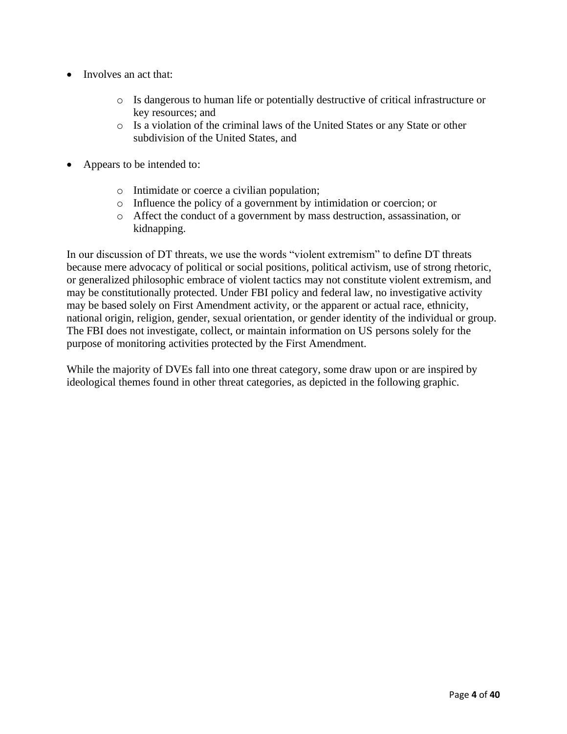- Involves an act that:
  - Is dangerous to human life or potentially destructive of critical infrastructure or key resources; and
  - Is a violation of the criminal laws of the United States or any State or other subdivision of the United States, and

- Appears to be intended to:
  - Intimidate or coerce a civilian population;
  - Influence the policy of a government by intimidation or coercion; or
  - Affect the conduct of a government by mass destruction, assassination, or kidnapping.

In our discussion of DT threats, we use the words "violent extremism" to define DT threats because mere advocacy of political or social positions, political activism, use of strong rhetoric, or generalized philosophic embrace of violent tactics may not constitute violent extremism, and may be constitutionally protected. Under FBI policy and federal law, no investigative activity may be based solely on First Amendment activity, or the apparent or actual race, ethnicity, national origin, religion, gender, sexual orientation, or gender identity of the individual or group. The FBI does not investigate, collect, or maintain information on US persons solely for the purpose of monitoring activities protected by the First Amendment.

While the majority of DVEs fall into one threat category, some draw upon or are inspired by ideological themes found in other threat categories, as depicted in the following graphic.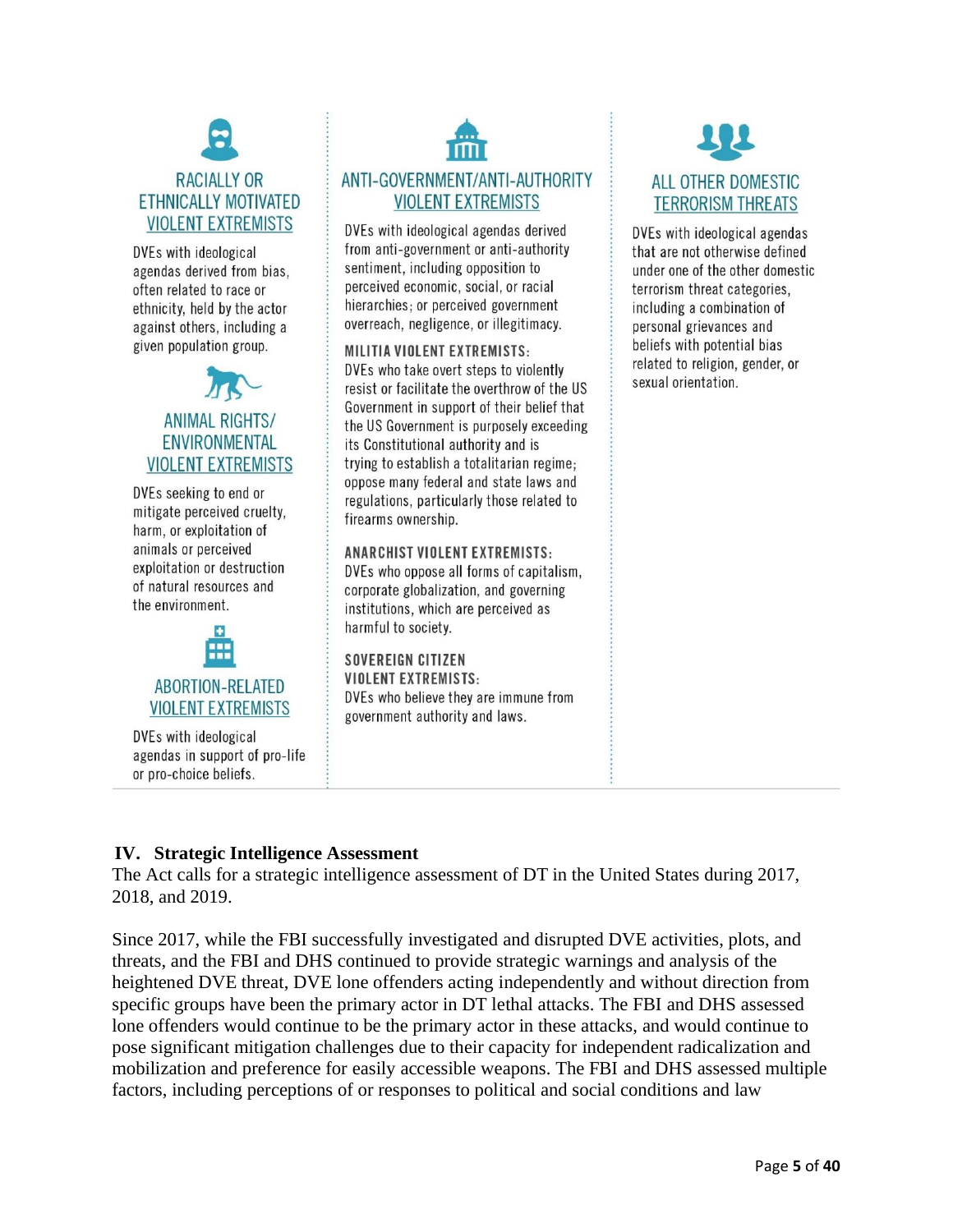### RACIALLY OR ETHNICALLY MOTIVATED VIOLENT EXTREMISTS

DVEs with ideological agendas derived from bias, often related to race or ethnicity, held by the actor against others, including a given population group.

### ANIMAL RIGHTS/ ENVIRONMENTAL VIOLENT EXTREMISTS

DVEs seeking to end or mitigate perceived cruelty, harm, or exploitation of animals or perceived exploitation or destruction of natural resources and the environment.

### ABORTION-RELATED VIOLENT EXTREMISTS

DVEs with ideological agendas in support of pro-life or pro-choice beliefs.

### ANTI-GOVERNMENT/ANTI-AUTHORITY VIOLENT EXTREMISTS

DVEs with ideological agendas derived from anti-government or anti-authority sentiment, including opposition to perceived economic, social, or racial hierarchies; or perceived government overreach, negligence, or illegitimacy.

**MILITIA VIOLENT EXTREMISTS:**
DVEs who take overt steps to violently resist or facilitate the overthrow of the US Government in support of their belief that the US Government is purposely exceeding its Constitutional authority and is trying to establish a totalitarian regime; oppose many federal and state laws and regulations, particularly those related to firearms ownership.

**ANARCHIST VIOLENT EXTREMISTS:**
DVEs who oppose all forms of capitalism, corporate globalization, and governing institutions, which are perceived as harmful to society.

**SOVEREIGN CITIZEN VIOLENT EXTREMISTS:**
DVEs who believe they are immune from government authority and laws.

### ALL OTHER DOMESTIC TERRORISM THREATS

DVEs with ideological agendas that are not otherwise defined under one of the other domestic terrorism threat categories, including a combination of personal grievances and beliefs with potential bias related to religion, gender, or sexual orientation.

## IV. Strategic Intelligence Assessment

The Act calls for a strategic intelligence assessment of DT in the United States during 2017, 2018, and 2019.

Since 2017, while the FBI successfully investigated and disrupted DVE activities, plots, and threats, and the FBI and DHS continued to provide strategic warnings and analysis of the heightened DVE threat, DVE lone offenders acting independently and without direction from specific groups have been the primary actor in DT lethal attacks. The FBI and DHS assessed lone offenders would continue to be the primary actor in these attacks, and would continue to pose significant mitigation challenges due to their capacity for independent radicalization and mobilization and preference for easily accessible weapons. The FBI and DHS assessed multiple factors, including perceptions of or responses to political and social conditions and law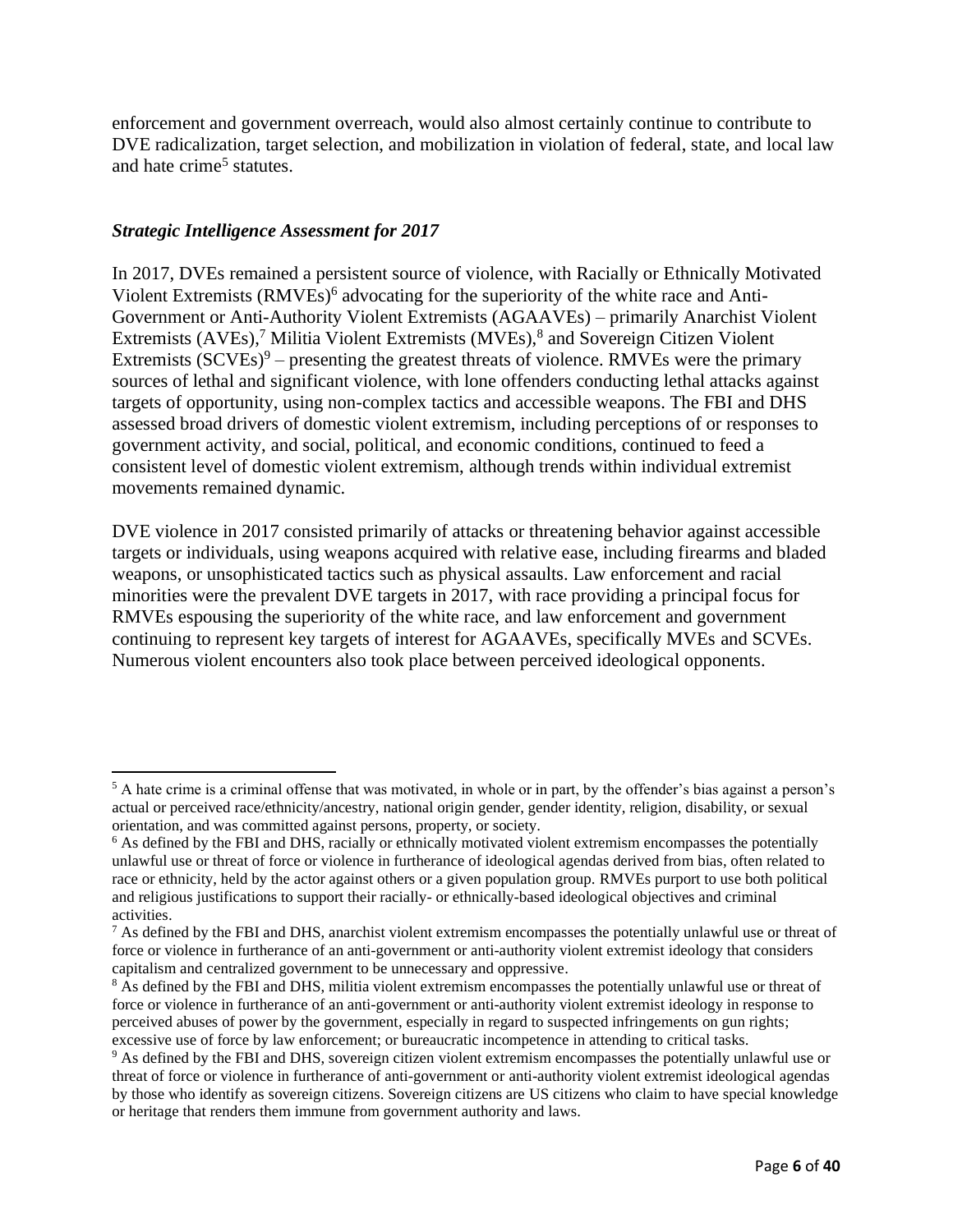enforcement and government overreach, would also almost certainly continue to contribute to DVE radicalization, target selection, and mobilization in violation of federal, state, and local law and hate crime[5] statutes.

***Strategic Intelligence Assessment for 2017***

In 2017, DVEs remained a persistent source of violence, with Racially or Ethnically Motivated Violent Extremists (RMVEs)[6] advocating for the superiority of the white race and Anti-Government or Anti-Authority Violent Extremists (AGAAVEs) – primarily Anarchist Violent Extremists (AVEs),[7] Militia Violent Extremists (MVEs),[8] and Sovereign Citizen Violent Extremists (SCVEs)[9] – presenting the greatest threats of violence. RMVEs were the primary sources of lethal and significant violence, with lone offenders conducting lethal attacks against targets of opportunity, using non-complex tactics and accessible weapons. The FBI and DHS assessed broad drivers of domestic violent extremism, including perceptions of or responses to government activity, and social, political, and economic conditions, continued to feed a consistent level of domestic violent extremism, although trends within individual extremist movements remained dynamic.

DVE violence in 2017 consisted primarily of attacks or threatening behavior against accessible targets or individuals, using weapons acquired with relative ease, including firearms and bladed weapons, or unsophisticated tactics such as physical assaults. Law enforcement and racial minorities were the prevalent DVE targets in 2017, with race providing a principal focus for RMVEs espousing the superiority of the white race, and law enforcement and government continuing to represent key targets of interest for AGAAVEs, specifically MVEs and SCVEs. Numerous violent encounters also took place between perceived ideological opponents.

---

[5] A hate crime is a criminal offense that was motivated, in whole or in part, by the offender's bias against a person's actual or perceived race/ethnicity/ancestry, national origin gender, gender identity, religion, disability, or sexual orientation, and was committed against persons, property, or society.

[6] As defined by the FBI and DHS, racially or ethnically motivated violent extremism encompasses the potentially unlawful use or threat of force or violence in furtherance of ideological agendas derived from bias, often related to race or ethnicity, held by the actor against others or a given population group. RMVEs purport to use both political and religious justifications to support their racially- or ethnically-based ideological objectives and criminal activities.

[7] As defined by the FBI and DHS, anarchist violent extremism encompasses the potentially unlawful use or threat of force or violence in furtherance of an anti-government or anti-authority violent extremist ideology that considers capitalism and centralized government to be unnecessary and oppressive.

[8] As defined by the FBI and DHS, militia violent extremism encompasses the potentially unlawful use or threat of force or violence in furtherance of an anti-government or anti-authority violent extremist ideology in response to perceived abuses of power by the government, especially in regard to suspected infringements on gun rights; excessive use of force by law enforcement; or bureaucratic incompetence in attending to critical tasks.

[9] As defined by the FBI and DHS, sovereign citizen violent extremism encompasses the potentially unlawful use or threat of force or violence in furtherance of anti-government or anti-authority violent extremist ideological agendas by those who identify as sovereign citizens. Sovereign citizens are US citizens who claim to have special knowledge or heritage that renders them immune from government authority and laws.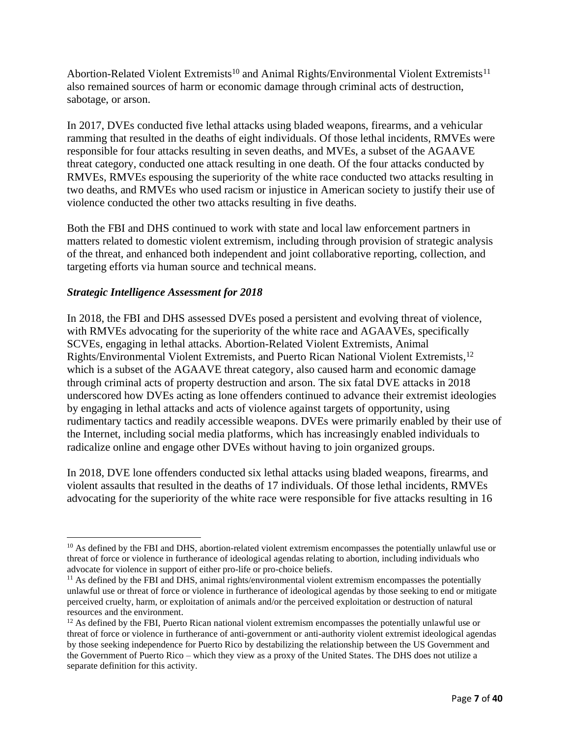Abortion-Related Violent Extremists[10] and Animal Rights/Environmental Violent Extremists[11] also remained sources of harm or economic damage through criminal acts of destruction, sabotage, or arson.

In 2017, DVEs conducted five lethal attacks using bladed weapons, firearms, and a vehicular ramming that resulted in the deaths of eight individuals. Of those lethal incidents, RMVEs were responsible for four attacks resulting in seven deaths, and MVEs, a subset of the AGAAVE threat category, conducted one attack resulting in one death. Of the four attacks conducted by RMVEs, RMVEs espousing the superiority of the white race conducted two attacks resulting in two deaths, and RMVEs who used racism or injustice in American society to justify their use of violence conducted the other two attacks resulting in five deaths.

Both the FBI and DHS continued to work with state and local law enforcement partners in matters related to domestic violent extremism, including through provision of strategic analysis of the threat, and enhanced both independent and joint collaborative reporting, collection, and targeting efforts via human source and technical means.

### *Strategic Intelligence Assessment for 2018*

In 2018, the FBI and DHS assessed DVEs posed a persistent and evolving threat of violence, with RMVEs advocating for the superiority of the white race and AGAAVEs, specifically SCVEs, engaging in lethal attacks. Abortion-Related Violent Extremists, Animal Rights/Environmental Violent Extremists, and Puerto Rican National Violent Extremists,[12] which is a subset of the AGAAVE threat category, also caused harm and economic damage through criminal acts of property destruction and arson. The six fatal DVE attacks in 2018 underscored how DVEs acting as lone offenders continued to advance their extremist ideologies by engaging in lethal attacks and acts of violence against targets of opportunity, using rudimentary tactics and readily accessible weapons. DVEs were primarily enabled by their use of the Internet, including social media platforms, which has increasingly enabled individuals to radicalize online and engage other DVEs without having to join organized groups.

In 2018, DVE lone offenders conducted six lethal attacks using bladed weapons, firearms, and violent assaults that resulted in the deaths of 17 individuals. Of those lethal incidents, RMVEs advocating for the superiority of the white race were responsible for five attacks resulting in 16

---

[10] As defined by the FBI and DHS, abortion-related violent extremism encompasses the potentially unlawful use or threat of force or violence in furtherance of ideological agendas relating to abortion, including individuals who advocate for violence in support of either pro-life or pro-choice beliefs.

[11] As defined by the FBI and DHS, animal rights/environmental violent extremism encompasses the potentially unlawful use or threat of force or violence in furtherance of ideological agendas by those seeking to end or mitigate perceived cruelty, harm, or exploitation of animals and/or the perceived exploitation or destruction of natural resources and the environment.

[12] As defined by the FBI, Puerto Rican national violent extremism encompasses the potentially unlawful use or threat of force or violence in furtherance of anti-government or anti-authority violent extremist ideological agendas by those seeking independence for Puerto Rico by destabilizing the relationship between the US Government and the Government of Puerto Rico – which they view as a proxy of the United States. The DHS does not utilize a separate definition for this activity.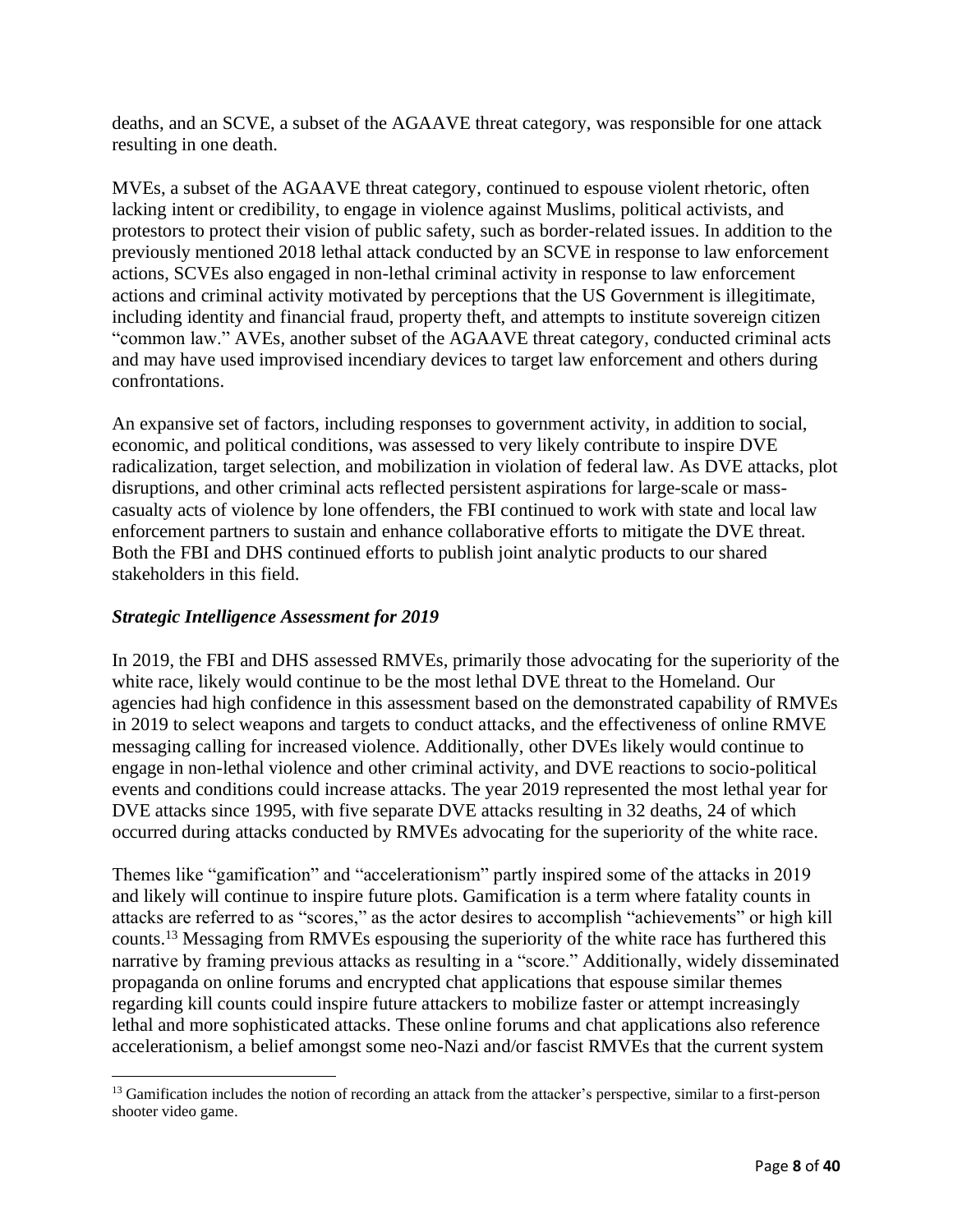deaths, and an SCVE, a subset of the AGAAVE threat category, was responsible for one attack resulting in one death.

MVEs, a subset of the AGAAVE threat category, continued to espouse violent rhetoric, often lacking intent or credibility, to engage in violence against Muslims, political activists, and protestors to protect their vision of public safety, such as border-related issues. In addition to the previously mentioned 2018 lethal attack conducted by an SCVE in response to law enforcement actions, SCVEs also engaged in non-lethal criminal activity in response to law enforcement actions and criminal activity motivated by perceptions that the US Government is illegitimate, including identity and financial fraud, property theft, and attempts to institute sovereign citizen "common law." AVEs, another subset of the AGAAVE threat category, conducted criminal acts and may have used improvised incendiary devices to target law enforcement and others during confrontations.

An expansive set of factors, including responses to government activity, in addition to social, economic, and political conditions, was assessed to very likely contribute to inspire DVE radicalization, target selection, and mobilization in violation of federal law. As DVE attacks, plot disruptions, and other criminal acts reflected persistent aspirations for large-scale or mass-casualty acts of violence by lone offenders, the FBI continued to work with state and local law enforcement partners to sustain and enhance collaborative efforts to mitigate the DVE threat. Both the FBI and DHS continued efforts to publish joint analytic products to our shared stakeholders in this field.

### ***Strategic Intelligence Assessment for 2019***

In 2019, the FBI and DHS assessed RMVEs, primarily those advocating for the superiority of the white race, likely would continue to be the most lethal DVE threat to the Homeland. Our agencies had high confidence in this assessment based on the demonstrated capability of RMVEs in 2019 to select weapons and targets to conduct attacks, and the effectiveness of online RMVE messaging calling for increased violence. Additionally, other DVEs likely would continue to engage in non-lethal violence and other criminal activity, and DVE reactions to socio-political events and conditions could increase attacks. The year 2019 represented the most lethal year for DVE attacks since 1995, with five separate DVE attacks resulting in 32 deaths, 24 of which occurred during attacks conducted by RMVEs advocating for the superiority of the white race.

Themes like "gamification" and "accelerationism" partly inspired some of the attacks in 2019 and likely will continue to inspire future plots. Gamification is a term where fatality counts in attacks are referred to as "scores," as the actor desires to accomplish "achievements" or high kill counts.[13] Messaging from RMVEs espousing the superiority of the white race has furthered this narrative by framing previous attacks as resulting in a "score." Additionally, widely disseminated propaganda on online forums and encrypted chat applications that espouse similar themes regarding kill counts could inspire future attackers to mobilize faster or attempt increasingly lethal and more sophisticated attacks. These online forums and chat applications also reference accelerationism, a belief amongst some neo-Nazi and/or fascist RMVEs that the current system

[13] Gamification includes the notion of recording an attack from the attacker's perspective, similar to a first-person shooter video game.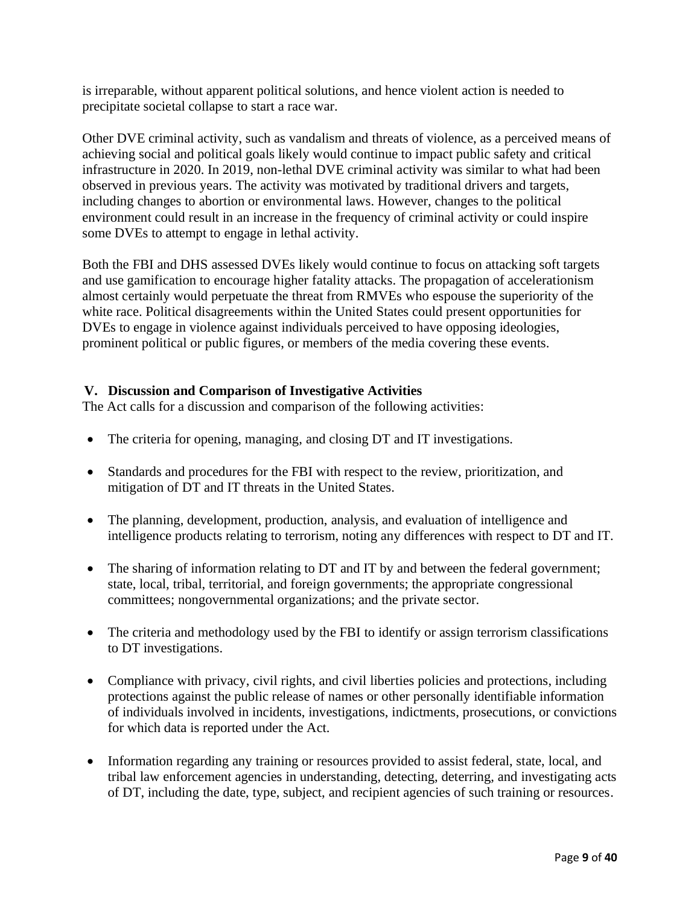is irreparable, without apparent political solutions, and hence violent action is needed to precipitate societal collapse to start a race war.

Other DVE criminal activity, such as vandalism and threats of violence, as a perceived means of achieving social and political goals likely would continue to impact public safety and critical infrastructure in 2020. In 2019, non-lethal DVE criminal activity was similar to what had been observed in previous years. The activity was motivated by traditional drivers and targets, including changes to abortion or environmental laws. However, changes to the political environment could result in an increase in the frequency of criminal activity or could inspire some DVEs to attempt to engage in lethal activity.

Both the FBI and DHS assessed DVEs likely would continue to focus on attacking soft targets and use gamification to encourage higher fatality attacks. The propagation of accelerationism almost certainly would perpetuate the threat from RMVEs who espouse the superiority of the white race. Political disagreements within the United States could present opportunities for DVEs to engage in violence against individuals perceived to have opposing ideologies, prominent political or public figures, or members of the media covering these events.

## V. Discussion and Comparison of Investigative Activities

The Act calls for a discussion and comparison of the following activities:

- The criteria for opening, managing, and closing DT and IT investigations.
- Standards and procedures for the FBI with respect to the review, prioritization, and mitigation of DT and IT threats in the United States.
- The planning, development, production, analysis, and evaluation of intelligence and intelligence products relating to terrorism, noting any differences with respect to DT and IT.
- The sharing of information relating to DT and IT by and between the federal government; state, local, tribal, territorial, and foreign governments; the appropriate congressional committees; nongovernmental organizations; and the private sector.
- The criteria and methodology used by the FBI to identify or assign terrorism classifications to DT investigations.
- Compliance with privacy, civil rights, and civil liberties policies and protections, including protections against the public release of names or other personally identifiable information of individuals involved in incidents, investigations, indictments, prosecutions, or convictions for which data is reported under the Act.
- Information regarding any training or resources provided to assist federal, state, local, and tribal law enforcement agencies in understanding, detecting, deterring, and investigating acts of DT, including the date, type, subject, and recipient agencies of such training or resources.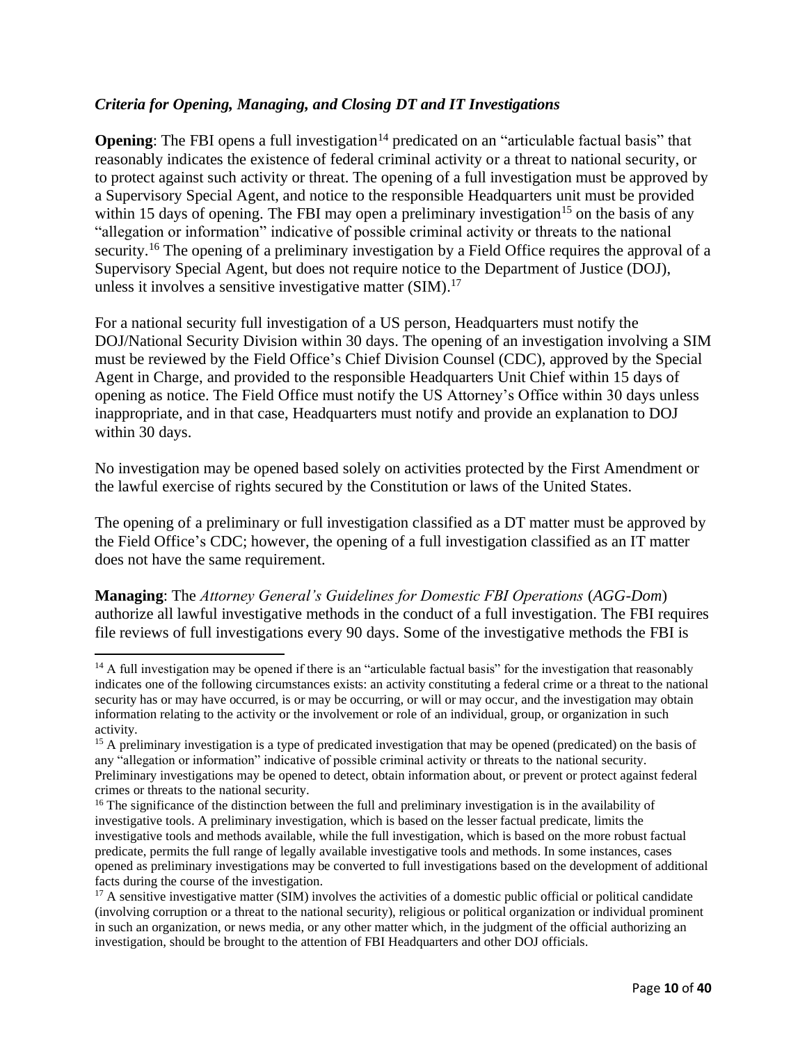### *Criteria for Opening, Managing, and Closing DT and IT Investigations*

**Opening**: The FBI opens a full investigation[14] predicated on an "articulable factual basis" that reasonably indicates the existence of federal criminal activity or a threat to national security, or to protect against such activity or threat. The opening of a full investigation must be approved by a Supervisory Special Agent, and notice to the responsible Headquarters unit must be provided within 15 days of opening. The FBI may open a preliminary investigation[15] on the basis of any "allegation or information" indicative of possible criminal activity or threats to the national security.[16] The opening of a preliminary investigation by a Field Office requires the approval of a Supervisory Special Agent, but does not require notice to the Department of Justice (DOJ), unless it involves a sensitive investigative matter (SIM).[17]

For a national security full investigation of a US person, Headquarters must notify the DOJ/National Security Division within 30 days. The opening of an investigation involving a SIM must be reviewed by the Field Office's Chief Division Counsel (CDC), approved by the Special Agent in Charge, and provided to the responsible Headquarters Unit Chief within 15 days of opening as notice. The Field Office must notify the US Attorney's Office within 30 days unless inappropriate, and in that case, Headquarters must notify and provide an explanation to DOJ within 30 days.

No investigation may be opened based solely on activities protected by the First Amendment or the lawful exercise of rights secured by the Constitution or laws of the United States.

The opening of a preliminary or full investigation classified as a DT matter must be approved by the Field Office's CDC; however, the opening of a full investigation classified as an IT matter does not have the same requirement.

**Managing**: The *Attorney General's Guidelines for Domestic FBI Operations* (*AGG-Dom*) authorize all lawful investigative methods in the conduct of a full investigation. The FBI requires file reviews of full investigations every 90 days. Some of the investigative methods the FBI is

---

[14] A full investigation may be opened if there is an "articulable factual basis" for the investigation that reasonably indicates one of the following circumstances exists: an activity constituting a federal crime or a threat to the national security has or may have occurred, is or may be occurring, or will or may occur, and the investigation may obtain information relating to the activity or the involvement or role of an individual, group, or organization in such activity.

[15] A preliminary investigation is a type of predicated investigation that may be opened (predicated) on the basis of any "allegation or information" indicative of possible criminal activity or threats to the national security. Preliminary investigations may be opened to detect, obtain information about, or prevent or protect against federal crimes or threats to the national security.

[16] The significance of the distinction between the full and preliminary investigation is in the availability of investigative tools. A preliminary investigation, which is based on the lesser factual predicate, limits the investigative tools and methods available, while the full investigation, which is based on the more robust factual predicate, permits the full range of legally available investigative tools and methods. In some instances, cases opened as preliminary investigations may be converted to full investigations based on the development of additional facts during the course of the investigation.

[17] A sensitive investigative matter (SIM) involves the activities of a domestic public official or political candidate (involving corruption or a threat to the national security), religious or political organization or individual prominent in such an organization, or news media, or any other matter which, in the judgment of the official authorizing an investigation, should be brought to the attention of FBI Headquarters and other DOJ officials.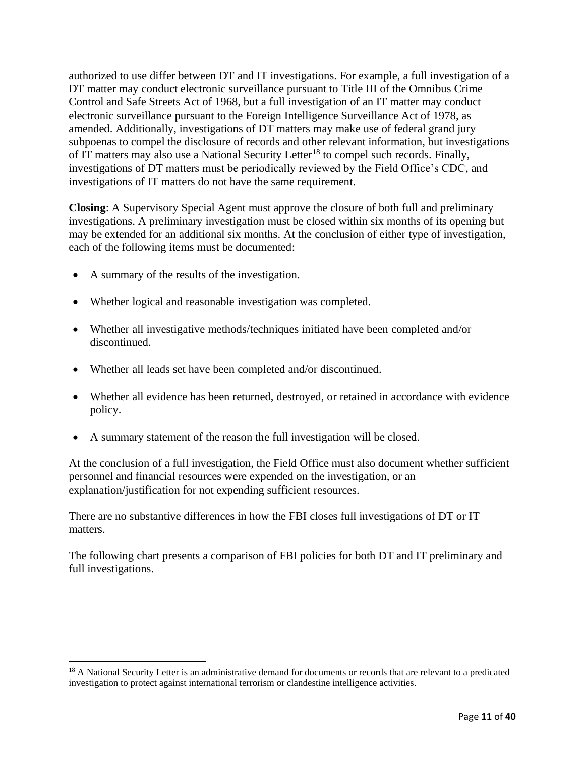authorized to use differ between DT and IT investigations. For example, a full investigation of a DT matter may conduct electronic surveillance pursuant to Title III of the Omnibus Crime Control and Safe Streets Act of 1968, but a full investigation of an IT matter may conduct electronic surveillance pursuant to the Foreign Intelligence Surveillance Act of 1978, as amended. Additionally, investigations of DT matters may make use of federal grand jury subpoenas to compel the disclosure of records and other relevant information, but investigations of IT matters may also use a National Security Letter[18] to compel such records. Finally, investigations of DT matters must be periodically reviewed by the Field Office's CDC, and investigations of IT matters do not have the same requirement.

**Closing**: A Supervisory Special Agent must approve the closure of both full and preliminary investigations. A preliminary investigation must be closed within six months of its opening but may be extended for an additional six months. At the conclusion of either type of investigation, each of the following items must be documented:

- A summary of the results of the investigation.
- Whether logical and reasonable investigation was completed.
- Whether all investigative methods/techniques initiated have been completed and/or discontinued.
- Whether all leads set have been completed and/or discontinued.
- Whether all evidence has been returned, destroyed, or retained in accordance with evidence policy.
- A summary statement of the reason the full investigation will be closed.

At the conclusion of a full investigation, the Field Office must also document whether sufficient personnel and financial resources were expended on the investigation, or an explanation/justification for not expending sufficient resources.

There are no substantive differences in how the FBI closes full investigations of DT or IT matters.

The following chart presents a comparison of FBI policies for both DT and IT preliminary and full investigations.

[18] A National Security Letter is an administrative demand for documents or records that are relevant to a predicated investigation to protect against international terrorism or clandestine intelligence activities.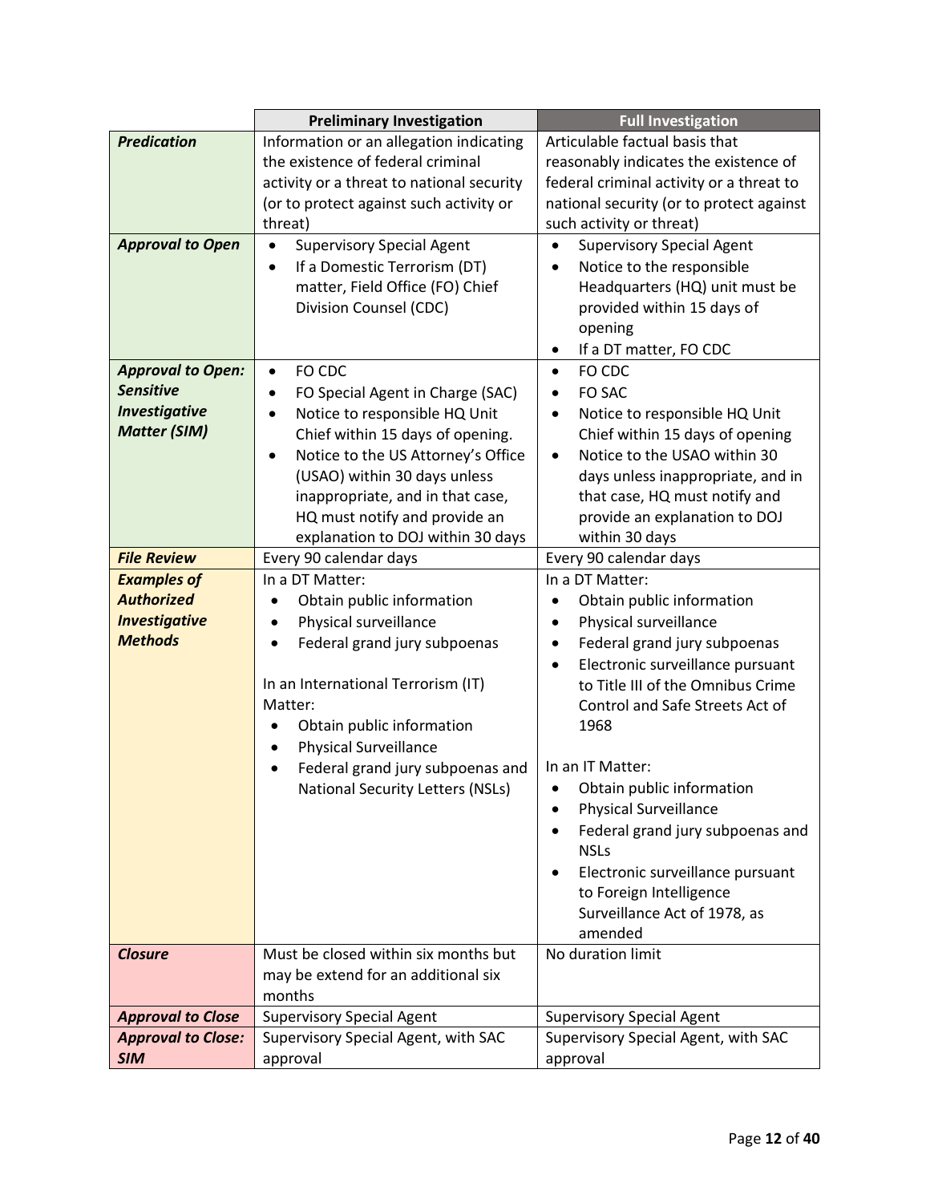| | Preliminary Investigation | Full Investigation |
|---|---|---|
| ***Predication*** | Information or an allegation indicating the existence of federal criminal activity or a threat to national security (or to protect against such activity or threat) | Articulable factual basis that reasonably indicates the existence of federal criminal activity or a threat to national security (or to protect against such activity or threat) |
| ***Approval to Open*** | • Supervisory Special Agent<br>• If a Domestic Terrorism (DT) matter, Field Office (FO) Chief Division Counsel (CDC) | • Supervisory Special Agent<br>• Notice to the responsible Headquarters (HQ) unit must be provided within 15 days of opening<br>• If a DT matter, FO CDC |
| ***Approval to Open: Sensitive Investigative Matter (SIM)*** | • FO CDC<br>• FO Special Agent in Charge (SAC)<br>• Notice to responsible HQ Unit Chief within 15 days of opening.<br>• Notice to the US Attorney's Office (USAO) within 30 days unless inappropriate, and in that case, HQ must notify and provide an explanation to DOJ within 30 days | • FO CDC<br>• FO SAC<br>• Notice to responsible HQ Unit Chief within 15 days of opening<br>• Notice to the USAO within 30 days unless inappropriate, and in that case, HQ must notify and provide an explanation to DOJ within 30 days |
| ***File Review*** | Every 90 calendar days | Every 90 calendar days |
| ***Examples of Authorized Investigative Methods*** | In a DT Matter:<br>• Obtain public information<br>• Physical surveillance<br>• Federal grand jury subpoenas<br><br>In an International Terrorism (IT) Matter:<br>• Obtain public information<br>• Physical Surveillance<br>• Federal grand jury subpoenas and National Security Letters (NSLs) | In a DT Matter:<br>• Obtain public information<br>• Physical surveillance<br>• Federal grand jury subpoenas<br>• Electronic surveillance pursuant to Title III of the Omnibus Crime Control and Safe Streets Act of 1968<br><br>In an IT Matter:<br>• Obtain public information<br>• Physical Surveillance<br>• Federal grand jury subpoenas and NSLs<br>• Electronic surveillance pursuant to Foreign Intelligence Surveillance Act of 1978, as amended |
| ***Closure*** | Must be closed within six months but may be extend for an additional six months | No duration limit |
| ***Approval to Close*** | Supervisory Special Agent | Supervisory Special Agent |
| ***Approval to Close: SIM*** | Supervisory Special Agent, with SAC approval | Supervisory Special Agent, with SAC approval |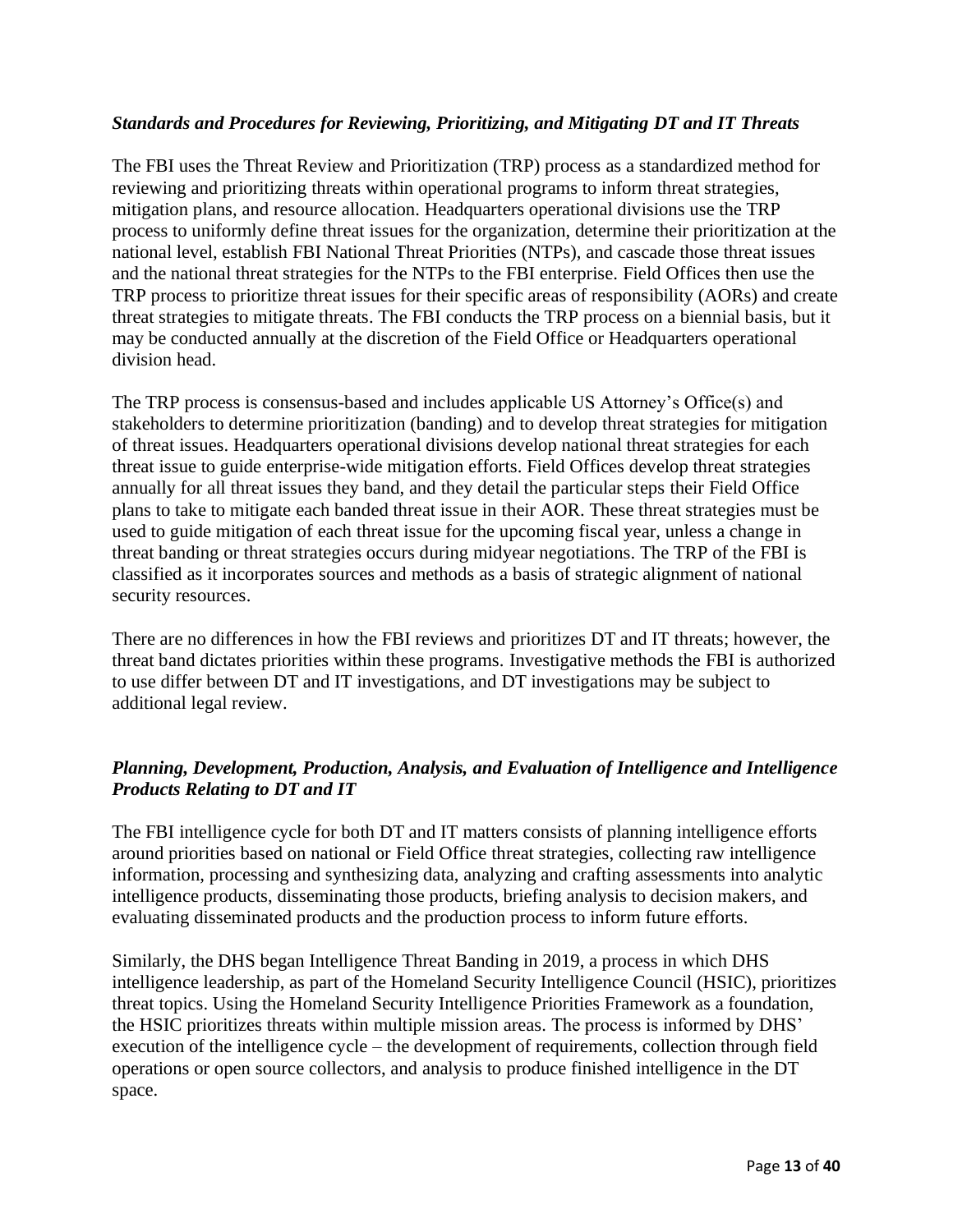### *Standards and Procedures for Reviewing, Prioritizing, and Mitigating DT and IT Threats*

The FBI uses the Threat Review and Prioritization (TRP) process as a standardized method for reviewing and prioritizing threats within operational programs to inform threat strategies, mitigation plans, and resource allocation. Headquarters operational divisions use the TRP process to uniformly define threat issues for the organization, determine their prioritization at the national level, establish FBI National Threat Priorities (NTPs), and cascade those threat issues and the national threat strategies for the NTPs to the FBI enterprise. Field Offices then use the TRP process to prioritize threat issues for their specific areas of responsibility (AORs) and create threat strategies to mitigate threats. The FBI conducts the TRP process on a biennial basis, but it may be conducted annually at the discretion of the Field Office or Headquarters operational division head.

The TRP process is consensus-based and includes applicable US Attorney's Office(s) and stakeholders to determine prioritization (banding) and to develop threat strategies for mitigation of threat issues. Headquarters operational divisions develop national threat strategies for each threat issue to guide enterprise-wide mitigation efforts. Field Offices develop threat strategies annually for all threat issues they band, and they detail the particular steps their Field Office plans to take to mitigate each banded threat issue in their AOR. These threat strategies must be used to guide mitigation of each threat issue for the upcoming fiscal year, unless a change in threat banding or threat strategies occurs during midyear negotiations. The TRP of the FBI is classified as it incorporates sources and methods as a basis of strategic alignment of national security resources.

There are no differences in how the FBI reviews and prioritizes DT and IT threats; however, the threat band dictates priorities within these programs. Investigative methods the FBI is authorized to use differ between DT and IT investigations, and DT investigations may be subject to additional legal review.

### *Planning, Development, Production, Analysis, and Evaluation of Intelligence and Intelligence Products Relating to DT and IT*

The FBI intelligence cycle for both DT and IT matters consists of planning intelligence efforts around priorities based on national or Field Office threat strategies, collecting raw intelligence information, processing and synthesizing data, analyzing and crafting assessments into analytic intelligence products, disseminating those products, briefing analysis to decision makers, and evaluating disseminated products and the production process to inform future efforts.

Similarly, the DHS began Intelligence Threat Banding in 2019, a process in which DHS intelligence leadership, as part of the Homeland Security Intelligence Council (HSIC), prioritizes threat topics. Using the Homeland Security Intelligence Priorities Framework as a foundation, the HSIC prioritizes threats within multiple mission areas. The process is informed by DHS' execution of the intelligence cycle – the development of requirements, collection through field operations or open source collectors, and analysis to produce finished intelligence in the DT space.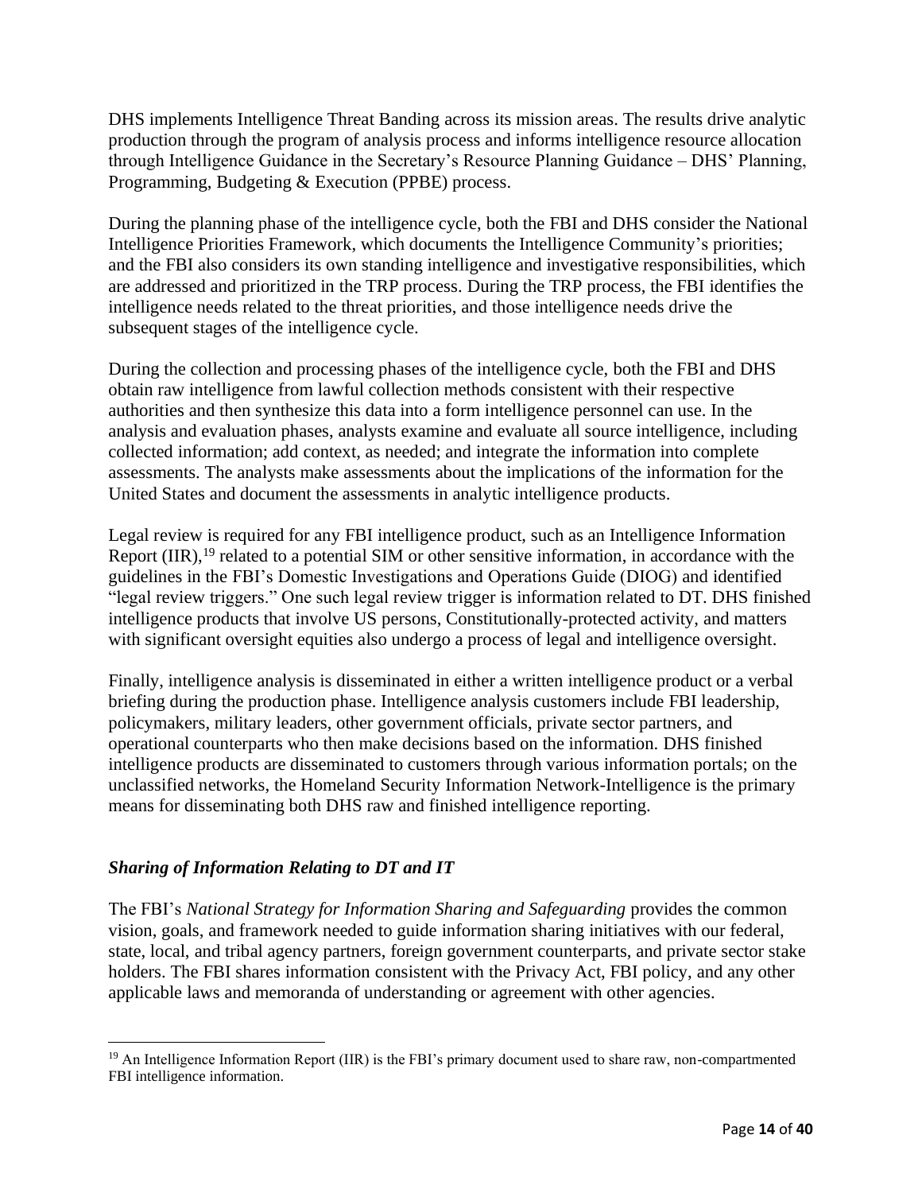DHS implements Intelligence Threat Banding across its mission areas. The results drive analytic production through the program of analysis process and informs intelligence resource allocation through Intelligence Guidance in the Secretary's Resource Planning Guidance – DHS' Planning, Programming, Budgeting & Execution (PPBE) process.

During the planning phase of the intelligence cycle, both the FBI and DHS consider the National Intelligence Priorities Framework, which documents the Intelligence Community's priorities; and the FBI also considers its own standing intelligence and investigative responsibilities, which are addressed and prioritized in the TRP process. During the TRP process, the FBI identifies the intelligence needs related to the threat priorities, and those intelligence needs drive the subsequent stages of the intelligence cycle.

During the collection and processing phases of the intelligence cycle, both the FBI and DHS obtain raw intelligence from lawful collection methods consistent with their respective authorities and then synthesize this data into a form intelligence personnel can use. In the analysis and evaluation phases, analysts examine and evaluate all source intelligence, including collected information; add context, as needed; and integrate the information into complete assessments. The analysts make assessments about the implications of the information for the United States and document the assessments in analytic intelligence products.

Legal review is required for any FBI intelligence product, such as an Intelligence Information Report (IIR),[19] related to a potential SIM or other sensitive information, in accordance with the guidelines in the FBI's Domestic Investigations and Operations Guide (DIOG) and identified "legal review triggers." One such legal review trigger is information related to DT. DHS finished intelligence products that involve US persons, Constitutionally-protected activity, and matters with significant oversight equities also undergo a process of legal and intelligence oversight.

Finally, intelligence analysis is disseminated in either a written intelligence product or a verbal briefing during the production phase. Intelligence analysis customers include FBI leadership, policymakers, military leaders, other government officials, private sector partners, and operational counterparts who then make decisions based on the information. DHS finished intelligence products are disseminated to customers through various information portals; on the unclassified networks, the Homeland Security Information Network-Intelligence is the primary means for disseminating both DHS raw and finished intelligence reporting.

### *Sharing of Information Relating to DT and IT*

The FBI's *National Strategy for Information Sharing and Safeguarding* provides the common vision, goals, and framework needed to guide information sharing initiatives with our federal, state, local, and tribal agency partners, foreign government counterparts, and private sector stake holders. The FBI shares information consistent with the Privacy Act, FBI policy, and any other applicable laws and memoranda of understanding or agreement with other agencies.

---

[19] An Intelligence Information Report (IIR) is the FBI's primary document used to share raw, non-compartmented FBI intelligence information.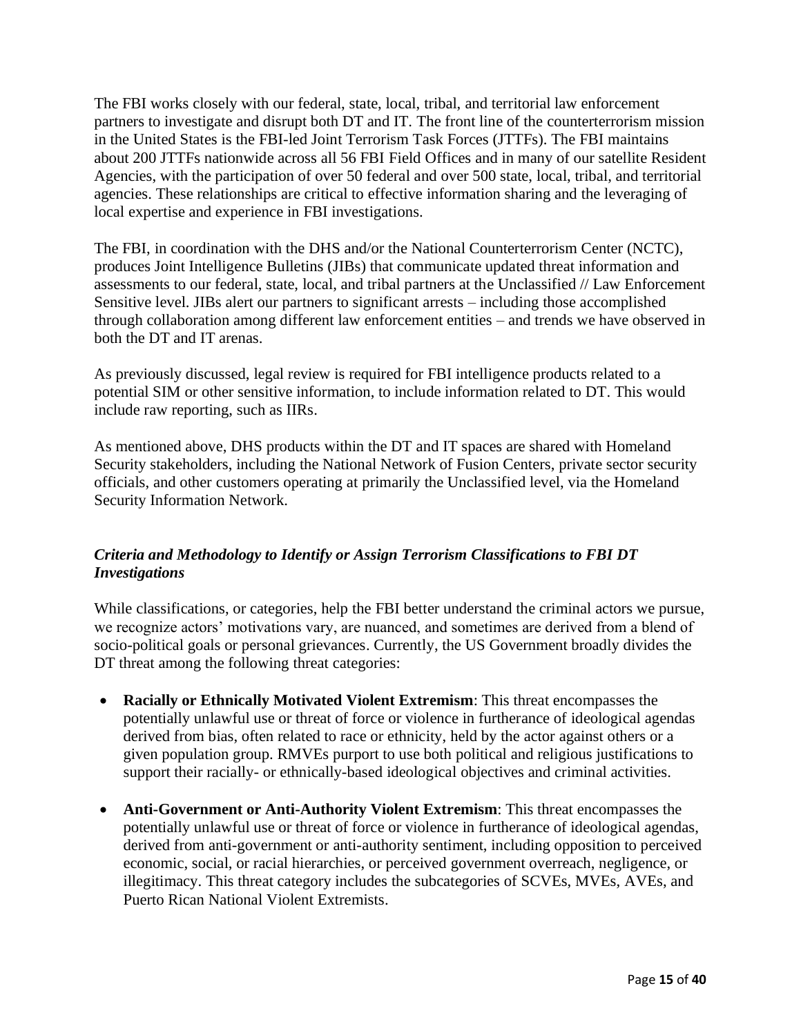The FBI works closely with our federal, state, local, tribal, and territorial law enforcement partners to investigate and disrupt both DT and IT. The front line of the counterterrorism mission in the United States is the FBI-led Joint Terrorism Task Forces (JTTFs). The FBI maintains about 200 JTTFs nationwide across all 56 FBI Field Offices and in many of our satellite Resident Agencies, with the participation of over 50 federal and over 500 state, local, tribal, and territorial agencies. These relationships are critical to effective information sharing and the leveraging of local expertise and experience in FBI investigations.

The FBI, in coordination with the DHS and/or the National Counterterrorism Center (NCTC), produces Joint Intelligence Bulletins (JIBs) that communicate updated threat information and assessments to our federal, state, local, and tribal partners at the Unclassified // Law Enforcement Sensitive level. JIBs alert our partners to significant arrests – including those accomplished through collaboration among different law enforcement entities – and trends we have observed in both the DT and IT arenas.

As previously discussed, legal review is required for FBI intelligence products related to a potential SIM or other sensitive information, to include information related to DT. This would include raw reporting, such as IIRs.

As mentioned above, DHS products within the DT and IT spaces are shared with Homeland Security stakeholders, including the National Network of Fusion Centers, private sector security officials, and other customers operating at primarily the Unclassified level, via the Homeland Security Information Network.

### *Criteria and Methodology to Identify or Assign Terrorism Classifications to FBI DT Investigations*

While classifications, or categories, help the FBI better understand the criminal actors we pursue, we recognize actors' motivations vary, are nuanced, and sometimes are derived from a blend of socio-political goals or personal grievances. Currently, the US Government broadly divides the DT threat among the following threat categories:

- **Racially or Ethnically Motivated Violent Extremism**: This threat encompasses the potentially unlawful use or threat of force or violence in furtherance of ideological agendas derived from bias, often related to race or ethnicity, held by the actor against others or a given population group. RMVEs purport to use both political and religious justifications to support their racially- or ethnically-based ideological objectives and criminal activities.

- **Anti-Government or Anti-Authority Violent Extremism**: This threat encompasses the potentially unlawful use or threat of force or violence in furtherance of ideological agendas, derived from anti-government or anti-authority sentiment, including opposition to perceived economic, social, or racial hierarchies, or perceived government overreach, negligence, or illegitimacy. This threat category includes the subcategories of SCVEs, MVEs, AVEs, and Puerto Rican National Violent Extremists.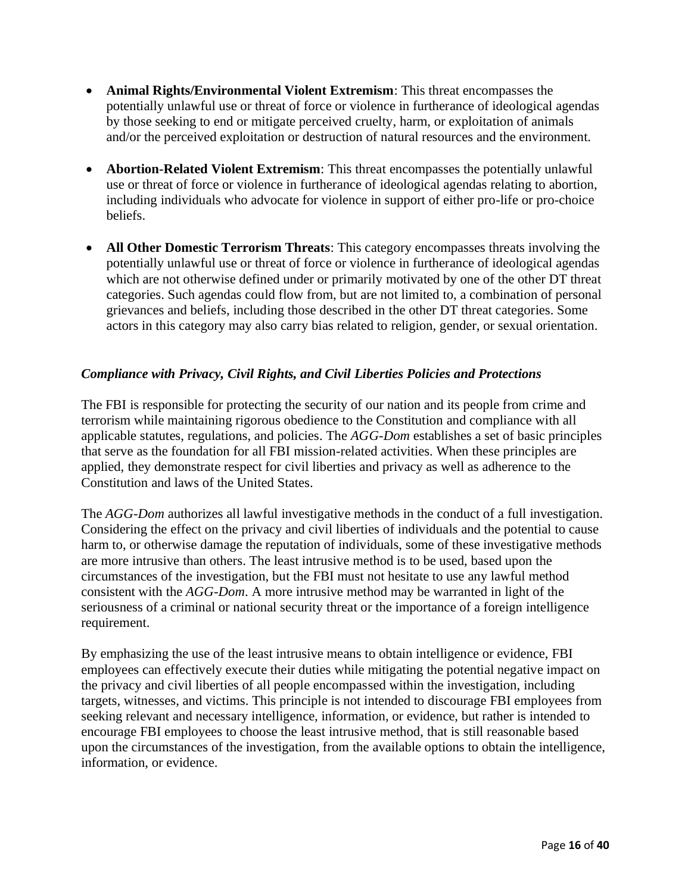- **Animal Rights/Environmental Violent Extremism**: This threat encompasses the potentially unlawful use or threat of force or violence in furtherance of ideological agendas by those seeking to end or mitigate perceived cruelty, harm, or exploitation of animals and/or the perceived exploitation or destruction of natural resources and the environment.

- **Abortion-Related Violent Extremism**: This threat encompasses the potentially unlawful use or threat of force or violence in furtherance of ideological agendas relating to abortion, including individuals who advocate for violence in support of either pro-life or pro-choice beliefs.

- **All Other Domestic Terrorism Threats**: This category encompasses threats involving the potentially unlawful use or threat of force or violence in furtherance of ideological agendas which are not otherwise defined under or primarily motivated by one of the other DT threat categories. Such agendas could flow from, but are not limited to, a combination of personal grievances and beliefs, including those described in the other DT threat categories. Some actors in this category may also carry bias related to religion, gender, or sexual orientation.

### *Compliance with Privacy, Civil Rights, and Civil Liberties Policies and Protections*

The FBI is responsible for protecting the security of our nation and its people from crime and terrorism while maintaining rigorous obedience to the Constitution and compliance with all applicable statutes, regulations, and policies. The *AGG-Dom* establishes a set of basic principles that serve as the foundation for all FBI mission-related activities. When these principles are applied, they demonstrate respect for civil liberties and privacy as well as adherence to the Constitution and laws of the United States.

The *AGG-Dom* authorizes all lawful investigative methods in the conduct of a full investigation. Considering the effect on the privacy and civil liberties of individuals and the potential to cause harm to, or otherwise damage the reputation of individuals, some of these investigative methods are more intrusive than others. The least intrusive method is to be used, based upon the circumstances of the investigation, but the FBI must not hesitate to use any lawful method consistent with the *AGG-Dom*. A more intrusive method may be warranted in light of the seriousness of a criminal or national security threat or the importance of a foreign intelligence requirement.

By emphasizing the use of the least intrusive means to obtain intelligence or evidence, FBI employees can effectively execute their duties while mitigating the potential negative impact on the privacy and civil liberties of all people encompassed within the investigation, including targets, witnesses, and victims. This principle is not intended to discourage FBI employees from seeking relevant and necessary intelligence, information, or evidence, but rather is intended to encourage FBI employees to choose the least intrusive method, that is still reasonable based upon the circumstances of the investigation, from the available options to obtain the intelligence, information, or evidence.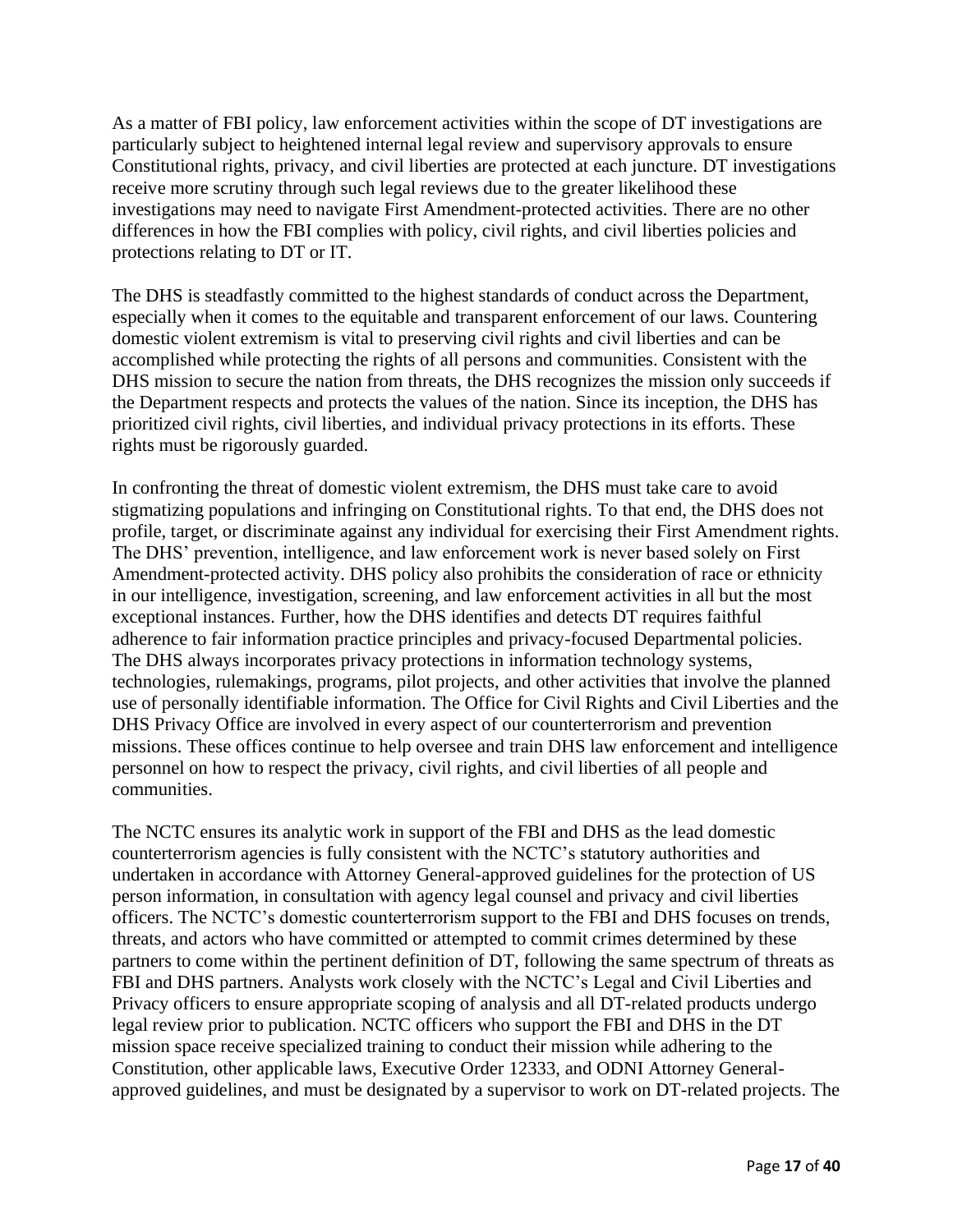As a matter of FBI policy, law enforcement activities within the scope of DT investigations are particularly subject to heightened internal legal review and supervisory approvals to ensure Constitutional rights, privacy, and civil liberties are protected at each juncture. DT investigations receive more scrutiny through such legal reviews due to the greater likelihood these investigations may need to navigate First Amendment-protected activities. There are no other differences in how the FBI complies with policy, civil rights, and civil liberties policies and protections relating to DT or IT.

The DHS is steadfastly committed to the highest standards of conduct across the Department, especially when it comes to the equitable and transparent enforcement of our laws. Countering domestic violent extremism is vital to preserving civil rights and civil liberties and can be accomplished while protecting the rights of all persons and communities. Consistent with the DHS mission to secure the nation from threats, the DHS recognizes the mission only succeeds if the Department respects and protects the values of the nation. Since its inception, the DHS has prioritized civil rights, civil liberties, and individual privacy protections in its efforts. These rights must be rigorously guarded.

In confronting the threat of domestic violent extremism, the DHS must take care to avoid stigmatizing populations and infringing on Constitutional rights. To that end, the DHS does not profile, target, or discriminate against any individual for exercising their First Amendment rights. The DHS' prevention, intelligence, and law enforcement work is never based solely on First Amendment-protected activity. DHS policy also prohibits the consideration of race or ethnicity in our intelligence, investigation, screening, and law enforcement activities in all but the most exceptional instances. Further, how the DHS identifies and detects DT requires faithful adherence to fair information practice principles and privacy-focused Departmental policies. The DHS always incorporates privacy protections in information technology systems, technologies, rulemakings, programs, pilot projects, and other activities that involve the planned use of personally identifiable information. The Office for Civil Rights and Civil Liberties and the DHS Privacy Office are involved in every aspect of our counterterrorism and prevention missions. These offices continue to help oversee and train DHS law enforcement and intelligence personnel on how to respect the privacy, civil rights, and civil liberties of all people and communities.

The NCTC ensures its analytic work in support of the FBI and DHS as the lead domestic counterterrorism agencies is fully consistent with the NCTC's statutory authorities and undertaken in accordance with Attorney General-approved guidelines for the protection of US person information, in consultation with agency legal counsel and privacy and civil liberties officers. The NCTC's domestic counterterrorism support to the FBI and DHS focuses on trends, threats, and actors who have committed or attempted to commit crimes determined by these partners to come within the pertinent definition of DT, following the same spectrum of threats as FBI and DHS partners. Analysts work closely with the NCTC's Legal and Civil Liberties and Privacy officers to ensure appropriate scoping of analysis and all DT-related products undergo legal review prior to publication. NCTC officers who support the FBI and DHS in the DT mission space receive specialized training to conduct their mission while adhering to the Constitution, other applicable laws, Executive Order 12333, and ODNI Attorney General-approved guidelines, and must be designated by a supervisor to work on DT-related projects. The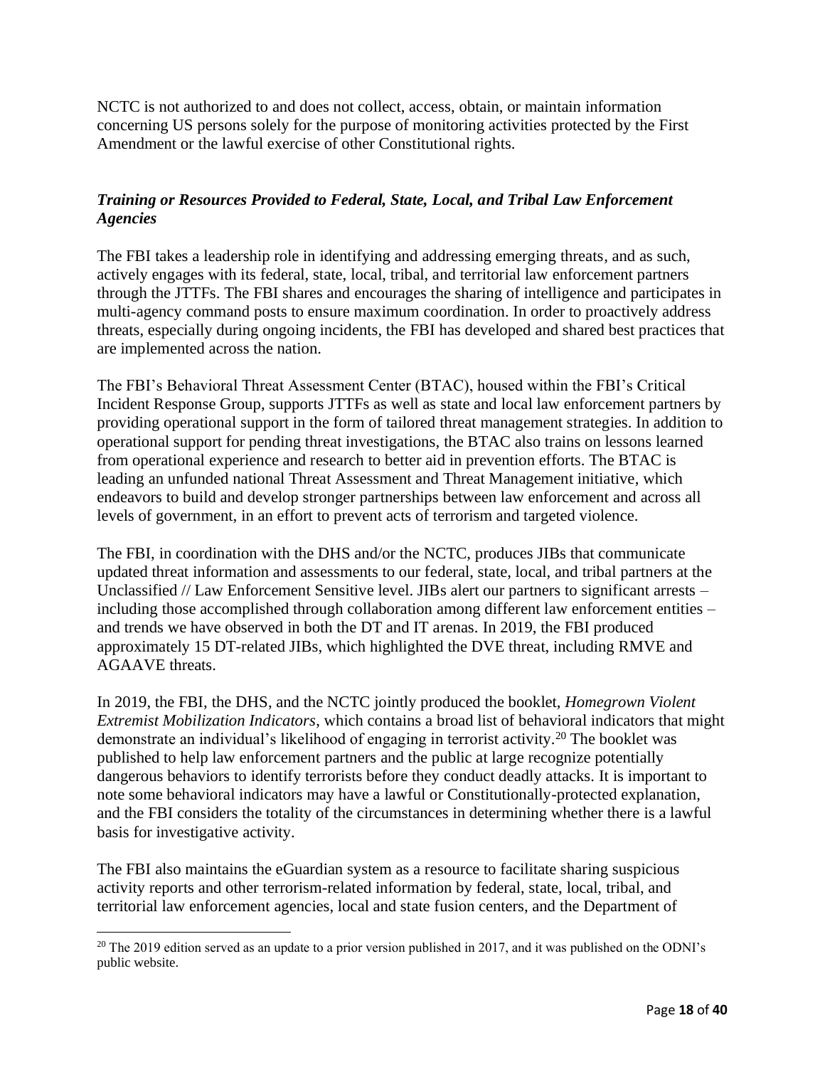NCTC is not authorized to and does not collect, access, obtain, or maintain information concerning US persons solely for the purpose of monitoring activities protected by the First Amendment or the lawful exercise of other Constitutional rights.

### *Training or Resources Provided to Federal, State, Local, and Tribal Law Enforcement Agencies*

The FBI takes a leadership role in identifying and addressing emerging threats, and as such, actively engages with its federal, state, local, tribal, and territorial law enforcement partners through the JTTFs. The FBI shares and encourages the sharing of intelligence and participates in multi-agency command posts to ensure maximum coordination. In order to proactively address threats, especially during ongoing incidents, the FBI has developed and shared best practices that are implemented across the nation.

The FBI's Behavioral Threat Assessment Center (BTAC), housed within the FBI's Critical Incident Response Group, supports JTTFs as well as state and local law enforcement partners by providing operational support in the form of tailored threat management strategies. In addition to operational support for pending threat investigations, the BTAC also trains on lessons learned from operational experience and research to better aid in prevention efforts. The BTAC is leading an unfunded national Threat Assessment and Threat Management initiative, which endeavors to build and develop stronger partnerships between law enforcement and across all levels of government, in an effort to prevent acts of terrorism and targeted violence.

The FBI, in coordination with the DHS and/or the NCTC, produces JIBs that communicate updated threat information and assessments to our federal, state, local, and tribal partners at the Unclassified // Law Enforcement Sensitive level. JIBs alert our partners to significant arrests – including those accomplished through collaboration among different law enforcement entities – and trends we have observed in both the DT and IT arenas. In 2019, the FBI produced approximately 15 DT-related JIBs, which highlighted the DVE threat, including RMVE and AGAAVE threats.

In 2019, the FBI, the DHS, and the NCTC jointly produced the booklet, *Homegrown Violent Extremist Mobilization Indicators*, which contains a broad list of behavioral indicators that might demonstrate an individual's likelihood of engaging in terrorist activity.[20] The booklet was published to help law enforcement partners and the public at large recognize potentially dangerous behaviors to identify terrorists before they conduct deadly attacks. It is important to note some behavioral indicators may have a lawful or Constitutionally-protected explanation, and the FBI considers the totality of the circumstances in determining whether there is a lawful basis for investigative activity.

The FBI also maintains the eGuardian system as a resource to facilitate sharing suspicious activity reports and other terrorism-related information by federal, state, local, tribal, and territorial law enforcement agencies, local and state fusion centers, and the Department of

[20] The 2019 edition served as an update to a prior version published in 2017, and it was published on the ODNI's public website.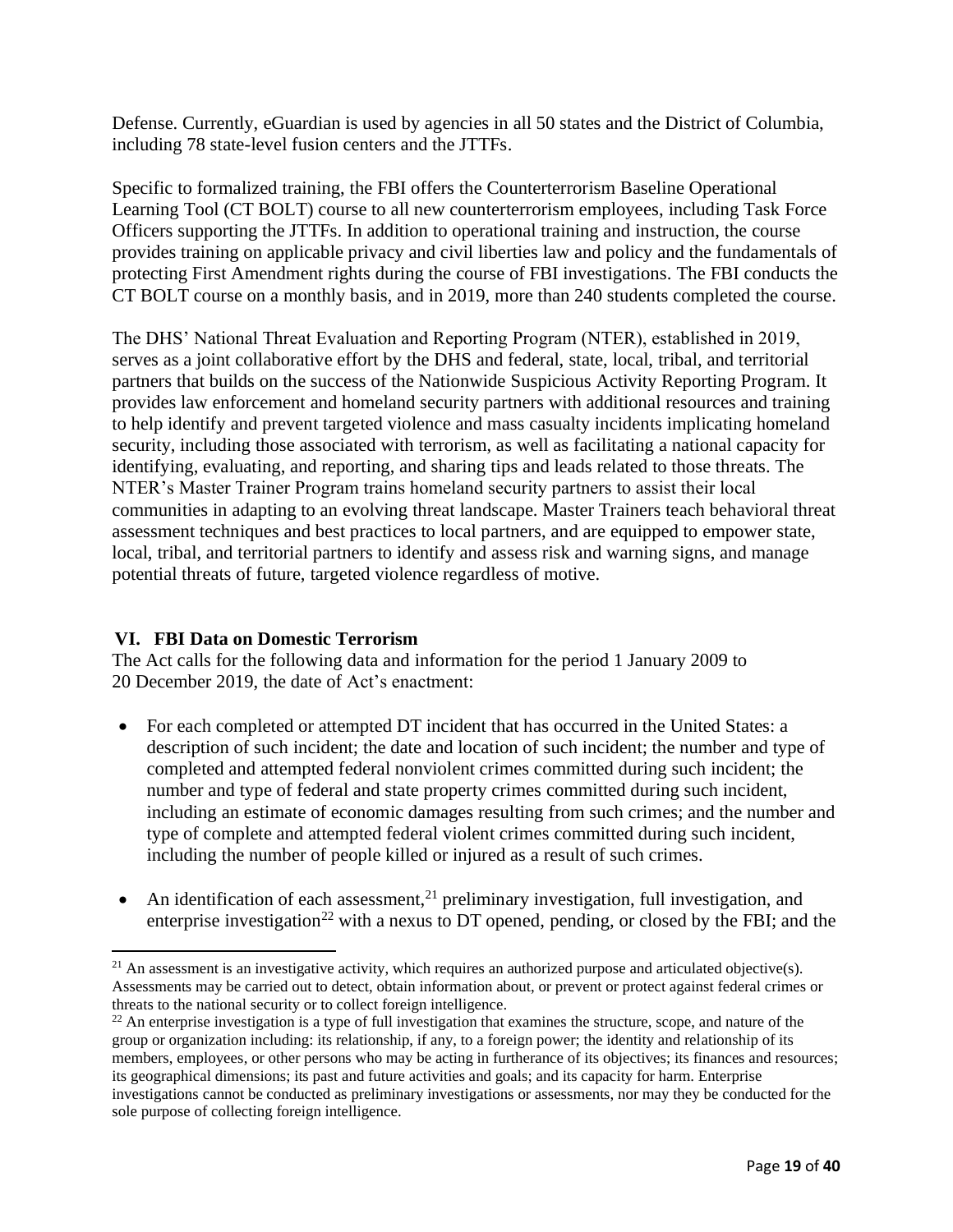Defense. Currently, eGuardian is used by agencies in all 50 states and the District of Columbia, including 78 state-level fusion centers and the JTTFs.

Specific to formalized training, the FBI offers the Counterterrorism Baseline Operational Learning Tool (CT BOLT) course to all new counterterrorism employees, including Task Force Officers supporting the JTTFs. In addition to operational training and instruction, the course provides training on applicable privacy and civil liberties law and policy and the fundamentals of protecting First Amendment rights during the course of FBI investigations. The FBI conducts the CT BOLT course on a monthly basis, and in 2019, more than 240 students completed the course.

The DHS' National Threat Evaluation and Reporting Program (NTER), established in 2019, serves as a joint collaborative effort by the DHS and federal, state, local, tribal, and territorial partners that builds on the success of the Nationwide Suspicious Activity Reporting Program. It provides law enforcement and homeland security partners with additional resources and training to help identify and prevent targeted violence and mass casualty incidents implicating homeland security, including those associated with terrorism, as well as facilitating a national capacity for identifying, evaluating, and reporting, and sharing tips and leads related to those threats. The NTER's Master Trainer Program trains homeland security partners to assist their local communities in adapting to an evolving threat landscape. Master Trainers teach behavioral threat assessment techniques and best practices to local partners, and are equipped to empower state, local, tribal, and territorial partners to identify and assess risk and warning signs, and manage potential threats of future, targeted violence regardless of motive.

## VI. FBI Data on Domestic Terrorism

The Act calls for the following data and information for the period 1 January 2009 to 20 December 2019, the date of Act's enactment:

- For each completed or attempted DT incident that has occurred in the United States: a description of such incident; the date and location of such incident; the number and type of completed and attempted federal nonviolent crimes committed during such incident; the number and type of federal and state property crimes committed during such incident, including an estimate of economic damages resulting from such crimes; and the number and type of complete and attempted federal violent crimes committed during such incident, including the number of people killed or injured as a result of such crimes.
- An identification of each assessment,[21] preliminary investigation, full investigation, and enterprise investigation[22] with a nexus to DT opened, pending, or closed by the FBI; and the

[21] An assessment is an investigative activity, which requires an authorized purpose and articulated objective(s). Assessments may be carried out to detect, obtain information about, or prevent or protect against federal crimes or threats to the national security or to collect foreign intelligence.

[22] An enterprise investigation is a type of full investigation that examines the structure, scope, and nature of the group or organization including: its relationship, if any, to a foreign power; the identity and relationship of its members, employees, or other persons who may be acting in furtherance of its objectives; its finances and resources; its geographical dimensions; its past and future activities and goals; and its capacity for harm. Enterprise investigations cannot be conducted as preliminary investigations or assessments, nor may they be conducted for the sole purpose of collecting foreign intelligence.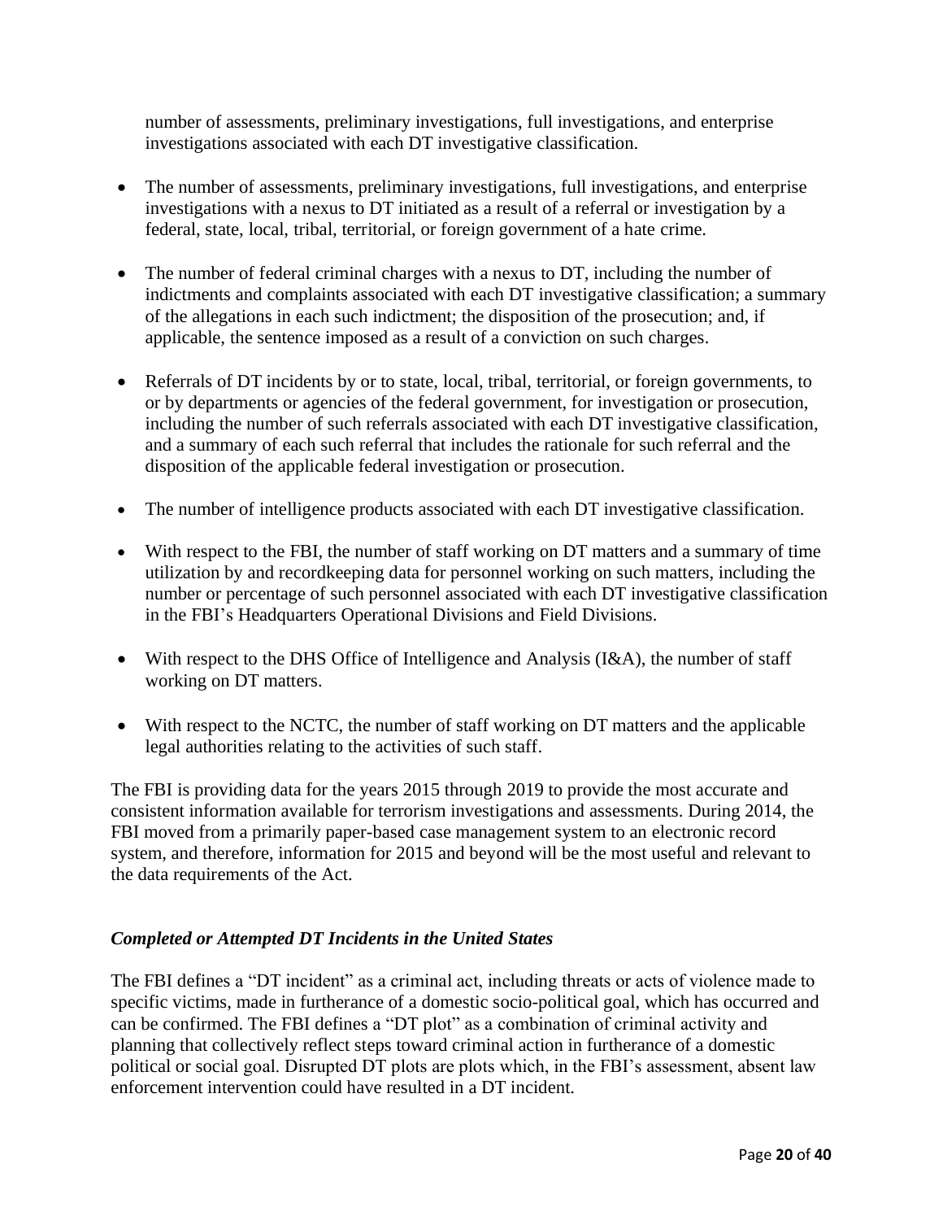number of assessments, preliminary investigations, full investigations, and enterprise investigations associated with each DT investigative classification.

- The number of assessments, preliminary investigations, full investigations, and enterprise investigations with a nexus to DT initiated as a result of a referral or investigation by a federal, state, local, tribal, territorial, or foreign government of a hate crime.

- The number of federal criminal charges with a nexus to DT, including the number of indictments and complaints associated with each DT investigative classification; a summary of the allegations in each such indictment; the disposition of the prosecution; and, if applicable, the sentence imposed as a result of a conviction on such charges.

- Referrals of DT incidents by or to state, local, tribal, territorial, or foreign governments, to or by departments or agencies of the federal government, for investigation or prosecution, including the number of such referrals associated with each DT investigative classification, and a summary of each such referral that includes the rationale for such referral and the disposition of the applicable federal investigation or prosecution.

- The number of intelligence products associated with each DT investigative classification.

- With respect to the FBI, the number of staff working on DT matters and a summary of time utilization by and recordkeeping data for personnel working on such matters, including the number or percentage of such personnel associated with each DT investigative classification in the FBI's Headquarters Operational Divisions and Field Divisions.

- With respect to the DHS Office of Intelligence and Analysis (I&A), the number of staff working on DT matters.

- With respect to the NCTC, the number of staff working on DT matters and the applicable legal authorities relating to the activities of such staff.

The FBI is providing data for the years 2015 through 2019 to provide the most accurate and consistent information available for terrorism investigations and assessments. During 2014, the FBI moved from a primarily paper-based case management system to an electronic record system, and therefore, information for 2015 and beyond will be the most useful and relevant to the data requirements of the Act.

### *Completed or Attempted DT Incidents in the United States*

The FBI defines a "DT incident" as a criminal act, including threats or acts of violence made to specific victims, made in furtherance of a domestic socio-political goal, which has occurred and can be confirmed. The FBI defines a "DT plot" as a combination of criminal activity and planning that collectively reflect steps toward criminal action in furtherance of a domestic political or social goal. Disrupted DT plots are plots which, in the FBI's assessment, absent law enforcement intervention could have resulted in a DT incident.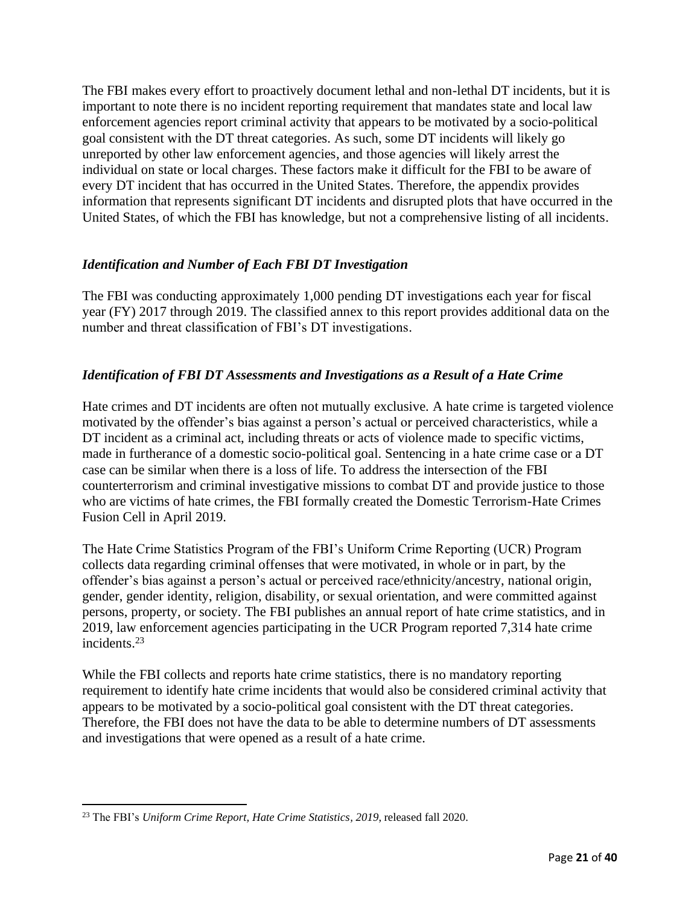The FBI makes every effort to proactively document lethal and non-lethal DT incidents, but it is important to note there is no incident reporting requirement that mandates state and local law enforcement agencies report criminal activity that appears to be motivated by a socio-political goal consistent with the DT threat categories. As such, some DT incidents will likely go unreported by other law enforcement agencies, and those agencies will likely arrest the individual on state or local charges. These factors make it difficult for the FBI to be aware of every DT incident that has occurred in the United States. Therefore, the appendix provides information that represents significant DT incidents and disrupted plots that have occurred in the United States, of which the FBI has knowledge, but not a comprehensive listing of all incidents.

### *Identification and Number of Each FBI DT Investigation*

The FBI was conducting approximately 1,000 pending DT investigations each year for fiscal year (FY) 2017 through 2019. The classified annex to this report provides additional data on the number and threat classification of FBI's DT investigations.

### *Identification of FBI DT Assessments and Investigations as a Result of a Hate Crime*

Hate crimes and DT incidents are often not mutually exclusive. A hate crime is targeted violence motivated by the offender's bias against a person's actual or perceived characteristics, while a DT incident as a criminal act, including threats or acts of violence made to specific victims, made in furtherance of a domestic socio-political goal. Sentencing in a hate crime case or a DT case can be similar when there is a loss of life. To address the intersection of the FBI counterterrorism and criminal investigative missions to combat DT and provide justice to those who are victims of hate crimes, the FBI formally created the Domestic Terrorism-Hate Crimes Fusion Cell in April 2019.

The Hate Crime Statistics Program of the FBI's Uniform Crime Reporting (UCR) Program collects data regarding criminal offenses that were motivated, in whole or in part, by the offender's bias against a person's actual or perceived race/ethnicity/ancestry, national origin, gender, gender identity, religion, disability, or sexual orientation, and were committed against persons, property, or society. The FBI publishes an annual report of hate crime statistics, and in 2019, law enforcement agencies participating in the UCR Program reported 7,314 hate crime incidents.[23]

While the FBI collects and reports hate crime statistics, there is no mandatory reporting requirement to identify hate crime incidents that would also be considered criminal activity that appears to be motivated by a socio-political goal consistent with the DT threat categories. Therefore, the FBI does not have the data to be able to determine numbers of DT assessments and investigations that were opened as a result of a hate crime.

[23] The FBI's *Uniform Crime Report, Hate Crime Statistics, 2019*, released fall 2020.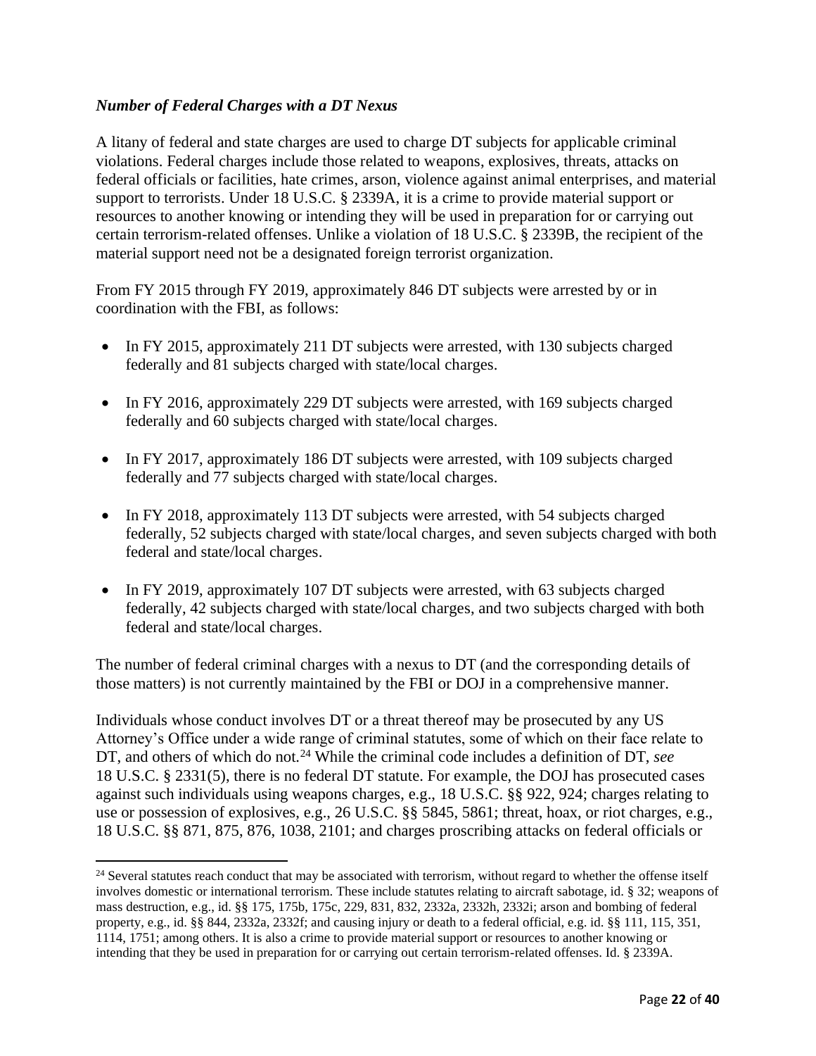### *Number of Federal Charges with a DT Nexus*

A litany of federal and state charges are used to charge DT subjects for applicable criminal violations. Federal charges include those related to weapons, explosives, threats, attacks on federal officials or facilities, hate crimes, arson, violence against animal enterprises, and material support to terrorists. Under 18 U.S.C. § 2339A, it is a crime to provide material support or resources to another knowing or intending they will be used in preparation for or carrying out certain terrorism-related offenses. Unlike a violation of 18 U.S.C. § 2339B, the recipient of the material support need not be a designated foreign terrorist organization.

From FY 2015 through FY 2019, approximately 846 DT subjects were arrested by or in coordination with the FBI, as follows:

- In FY 2015, approximately 211 DT subjects were arrested, with 130 subjects charged federally and 81 subjects charged with state/local charges.
- In FY 2016, approximately 229 DT subjects were arrested, with 169 subjects charged federally and 60 subjects charged with state/local charges.
- In FY 2017, approximately 186 DT subjects were arrested, with 109 subjects charged federally and 77 subjects charged with state/local charges.
- In FY 2018, approximately 113 DT subjects were arrested, with 54 subjects charged federally, 52 subjects charged with state/local charges, and seven subjects charged with both federal and state/local charges.
- In FY 2019, approximately 107 DT subjects were arrested, with 63 subjects charged federally, 42 subjects charged with state/local charges, and two subjects charged with both federal and state/local charges.

The number of federal criminal charges with a nexus to DT (and the corresponding details of those matters) is not currently maintained by the FBI or DOJ in a comprehensive manner.

Individuals whose conduct involves DT or a threat thereof may be prosecuted by any US Attorney's Office under a wide range of criminal statutes, some of which on their face relate to DT, and others of which do not.[24] While the criminal code includes a definition of DT, *see* 18 U.S.C. § 2331(5), there is no federal DT statute. For example, the DOJ has prosecuted cases against such individuals using weapons charges, e.g., 18 U.S.C. §§ 922, 924; charges relating to use or possession of explosives, e.g., 26 U.S.C. §§ 5845, 5861; threat, hoax, or riot charges, e.g., 18 U.S.C. §§ 871, 875, 876, 1038, 2101; and charges proscribing attacks on federal officials or

[24] Several statutes reach conduct that may be associated with terrorism, without regard to whether the offense itself involves domestic or international terrorism. These include statutes relating to aircraft sabotage, id. § 32; weapons of mass destruction, e.g., id. §§ 175, 175b, 175c, 229, 831, 832, 2332a, 2332h, 2332i; arson and bombing of federal property, e.g., id. §§ 844, 2332a, 2332f; and causing injury or death to a federal official, e.g. id. §§ 111, 115, 351, 1114, 1751; among others. It is also a crime to provide material support or resources to another knowing or intending that they be used in preparation for or carrying out certain terrorism-related offenses. Id. § 2339A.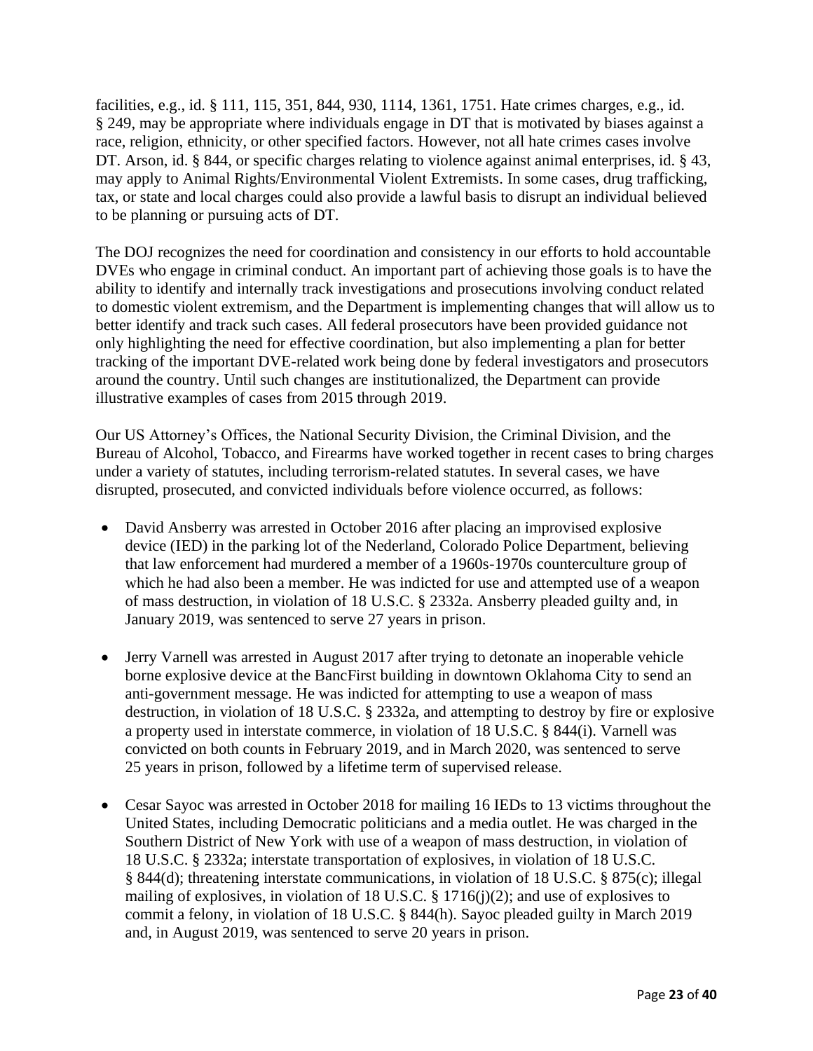facilities, e.g., id. § 111, 115, 351, 844, 930, 1114, 1361, 1751. Hate crimes charges, e.g., id. § 249, may be appropriate where individuals engage in DT that is motivated by biases against a race, religion, ethnicity, or other specified factors. However, not all hate crimes cases involve DT. Arson, id. § 844, or specific charges relating to violence against animal enterprises, id. § 43, may apply to Animal Rights/Environmental Violent Extremists. In some cases, drug trafficking, tax, or state and local charges could also provide a lawful basis to disrupt an individual believed to be planning or pursuing acts of DT.

The DOJ recognizes the need for coordination and consistency in our efforts to hold accountable DVEs who engage in criminal conduct. An important part of achieving those goals is to have the ability to identify and internally track investigations and prosecutions involving conduct related to domestic violent extremism, and the Department is implementing changes that will allow us to better identify and track such cases. All federal prosecutors have been provided guidance not only highlighting the need for effective coordination, but also implementing a plan for better tracking of the important DVE-related work being done by federal investigators and prosecutors around the country. Until such changes are institutionalized, the Department can provide illustrative examples of cases from 2015 through 2019.

Our US Attorney's Offices, the National Security Division, the Criminal Division, and the Bureau of Alcohol, Tobacco, and Firearms have worked together in recent cases to bring charges under a variety of statutes, including terrorism-related statutes. In several cases, we have disrupted, prosecuted, and convicted individuals before violence occurred, as follows:

- David Ansberry was arrested in October 2016 after placing an improvised explosive device (IED) in the parking lot of the Nederland, Colorado Police Department, believing that law enforcement had murdered a member of a 1960s-1970s counterculture group of which he had also been a member. He was indicted for use and attempted use of a weapon of mass destruction, in violation of 18 U.S.C. § 2332a. Ansberry pleaded guilty and, in January 2019, was sentenced to serve 27 years in prison.

- Jerry Varnell was arrested in August 2017 after trying to detonate an inoperable vehicle borne explosive device at the BancFirst building in downtown Oklahoma City to send an anti-government message. He was indicted for attempting to use a weapon of mass destruction, in violation of 18 U.S.C. § 2332a, and attempting to destroy by fire or explosive a property used in interstate commerce, in violation of 18 U.S.C. § 844(i). Varnell was convicted on both counts in February 2019, and in March 2020, was sentenced to serve 25 years in prison, followed by a lifetime term of supervised release.

- Cesar Sayoc was arrested in October 2018 for mailing 16 IEDs to 13 victims throughout the United States, including Democratic politicians and a media outlet. He was charged in the Southern District of New York with use of a weapon of mass destruction, in violation of 18 U.S.C. § 2332a; interstate transportation of explosives, in violation of 18 U.S.C. § 844(d); threatening interstate communications, in violation of 18 U.S.C. § 875(c); illegal mailing of explosives, in violation of 18 U.S.C. § 1716(j)(2); and use of explosives to commit a felony, in violation of 18 U.S.C. § 844(h). Sayoc pleaded guilty in March 2019 and, in August 2019, was sentenced to serve 20 years in prison.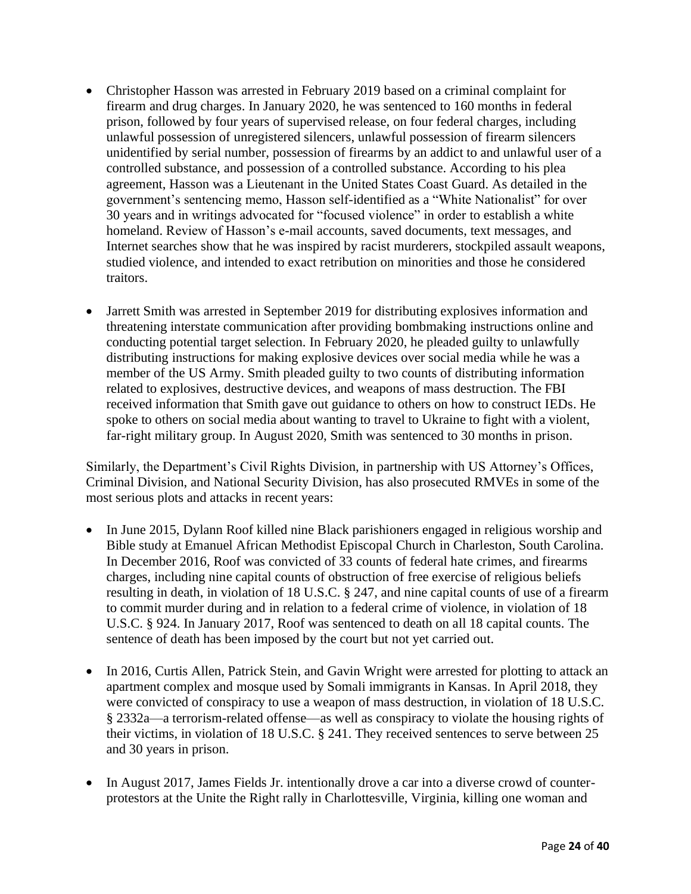- Christopher Hasson was arrested in February 2019 based on a criminal complaint for firearm and drug charges. In January 2020, he was sentenced to 160 months in federal prison, followed by four years of supervised release, on four federal charges, including unlawful possession of unregistered silencers, unlawful possession of firearm silencers unidentified by serial number, possession of firearms by an addict to and unlawful user of a controlled substance, and possession of a controlled substance. According to his plea agreement, Hasson was a Lieutenant in the United States Coast Guard. As detailed in the government's sentencing memo, Hasson self-identified as a "White Nationalist" for over 30 years and in writings advocated for "focused violence" in order to establish a white homeland. Review of Hasson's e-mail accounts, saved documents, text messages, and Internet searches show that he was inspired by racist murderers, stockpiled assault weapons, studied violence, and intended to exact retribution on minorities and those he considered traitors.

- Jarrett Smith was arrested in September 2019 for distributing explosives information and threatening interstate communication after providing bombmaking instructions online and conducting potential target selection. In February 2020, he pleaded guilty to unlawfully distributing instructions for making explosive devices over social media while he was a member of the US Army. Smith pleaded guilty to two counts of distributing information related to explosives, destructive devices, and weapons of mass destruction. The FBI received information that Smith gave out guidance to others on how to construct IEDs. He spoke to others on social media about wanting to travel to Ukraine to fight with a violent, far-right military group. In August 2020, Smith was sentenced to 30 months in prison.

Similarly, the Department's Civil Rights Division, in partnership with US Attorney's Offices, Criminal Division, and National Security Division, has also prosecuted RMVEs in some of the most serious plots and attacks in recent years:

- In June 2015, Dylann Roof killed nine Black parishioners engaged in religious worship and Bible study at Emanuel African Methodist Episcopal Church in Charleston, South Carolina. In December 2016, Roof was convicted of 33 counts of federal hate crimes, and firearms charges, including nine capital counts of obstruction of free exercise of religious beliefs resulting in death, in violation of 18 U.S.C. § 247, and nine capital counts of use of a firearm to commit murder during and in relation to a federal crime of violence, in violation of 18 U.S.C. § 924. In January 2017, Roof was sentenced to death on all 18 capital counts. The sentence of death has been imposed by the court but not yet carried out.

- In 2016, Curtis Allen, Patrick Stein, and Gavin Wright were arrested for plotting to attack an apartment complex and mosque used by Somali immigrants in Kansas. In April 2018, they were convicted of conspiracy to use a weapon of mass destruction, in violation of 18 U.S.C. § 2332a—a terrorism-related offense—as well as conspiracy to violate the housing rights of their victims, in violation of 18 U.S.C. § 241. They received sentences to serve between 25 and 30 years in prison.

- In August 2017, James Fields Jr. intentionally drove a car into a diverse crowd of counter-protestors at the Unite the Right rally in Charlottesville, Virginia, killing one woman and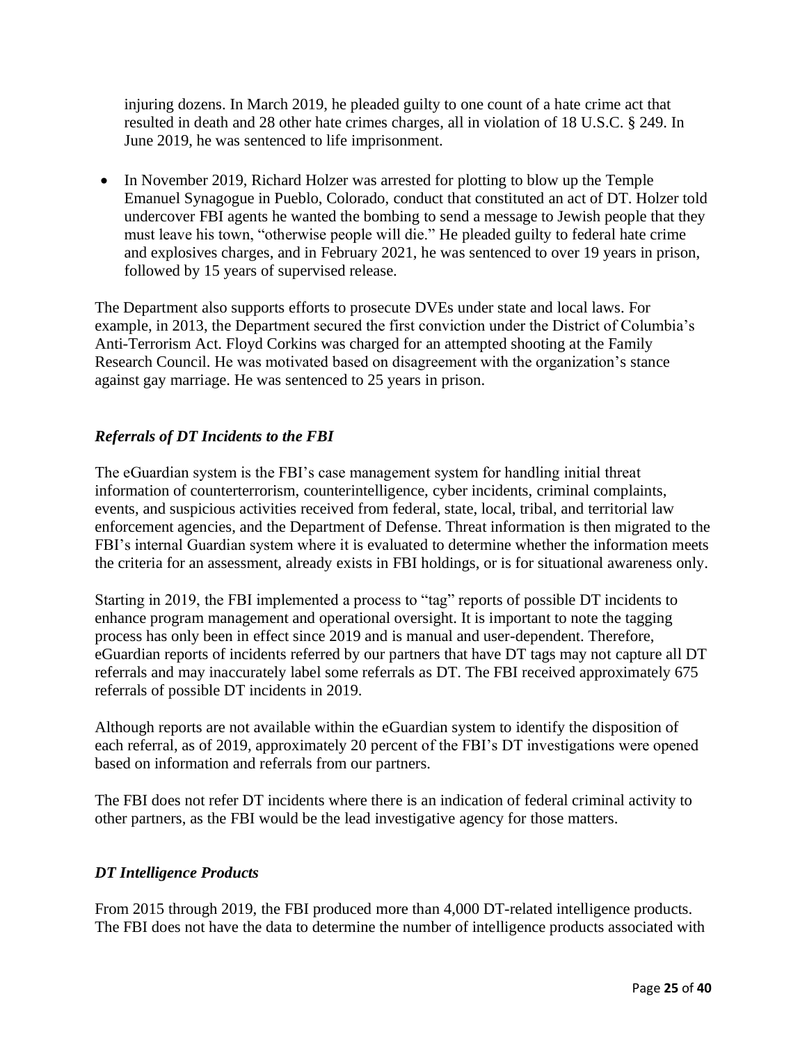injuring dozens. In March 2019, he pleaded guilty to one count of a hate crime act that resulted in death and 28 other hate crimes charges, all in violation of 18 U.S.C. § 249. In June 2019, he was sentenced to life imprisonment.

- In November 2019, Richard Holzer was arrested for plotting to blow up the Temple Emanuel Synagogue in Pueblo, Colorado, conduct that constituted an act of DT. Holzer told undercover FBI agents he wanted the bombing to send a message to Jewish people that they must leave his town, "otherwise people will die." He pleaded guilty to federal hate crime and explosives charges, and in February 2021, he was sentenced to over 19 years in prison, followed by 15 years of supervised release.

The Department also supports efforts to prosecute DVEs under state and local laws. For example, in 2013, the Department secured the first conviction under the District of Columbia's Anti-Terrorism Act. Floyd Corkins was charged for an attempted shooting at the Family Research Council. He was motivated based on disagreement with the organization's stance against gay marriage. He was sentenced to 25 years in prison.

### *Referrals of DT Incidents to the FBI*

The eGuardian system is the FBI's case management system for handling initial threat information of counterterrorism, counterintelligence, cyber incidents, criminal complaints, events, and suspicious activities received from federal, state, local, tribal, and territorial law enforcement agencies, and the Department of Defense. Threat information is then migrated to the FBI's internal Guardian system where it is evaluated to determine whether the information meets the criteria for an assessment, already exists in FBI holdings, or is for situational awareness only.

Starting in 2019, the FBI implemented a process to "tag" reports of possible DT incidents to enhance program management and operational oversight. It is important to note the tagging process has only been in effect since 2019 and is manual and user-dependent. Therefore, eGuardian reports of incidents referred by our partners that have DT tags may not capture all DT referrals and may inaccurately label some referrals as DT. The FBI received approximately 675 referrals of possible DT incidents in 2019.

Although reports are not available within the eGuardian system to identify the disposition of each referral, as of 2019, approximately 20 percent of the FBI's DT investigations were opened based on information and referrals from our partners.

The FBI does not refer DT incidents where there is an indication of federal criminal activity to other partners, as the FBI would be the lead investigative agency for those matters.

### *DT Intelligence Products*

From 2015 through 2019, the FBI produced more than 4,000 DT-related intelligence products. The FBI does not have the data to determine the number of intelligence products associated with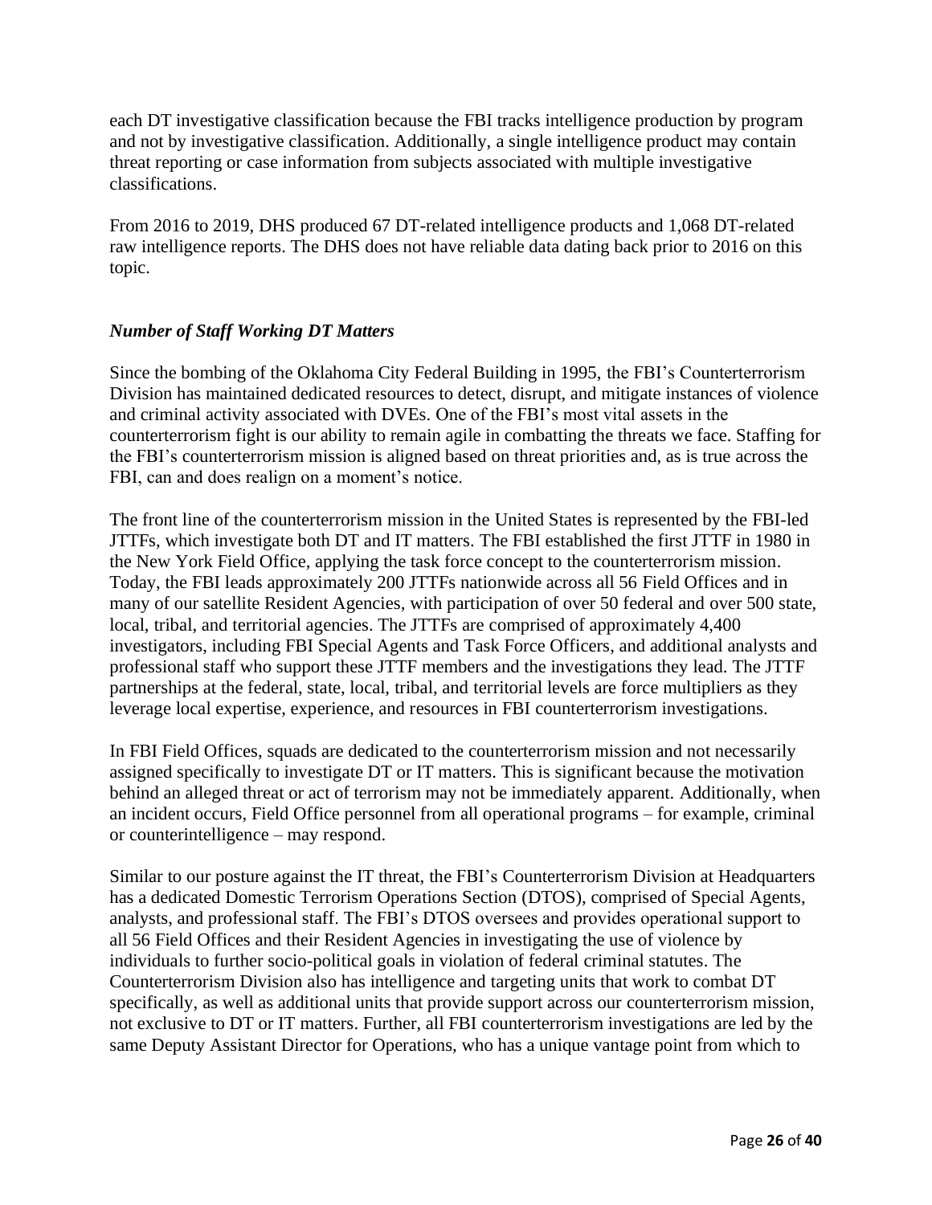each DT investigative classification because the FBI tracks intelligence production by program and not by investigative classification. Additionally, a single intelligence product may contain threat reporting or case information from subjects associated with multiple investigative classifications.

From 2016 to 2019, DHS produced 67 DT-related intelligence products and 1,068 DT-related raw intelligence reports. The DHS does not have reliable data dating back prior to 2016 on this topic.

***Number of Staff Working DT Matters***

Since the bombing of the Oklahoma City Federal Building in 1995, the FBI's Counterterrorism Division has maintained dedicated resources to detect, disrupt, and mitigate instances of violence and criminal activity associated with DVEs. One of the FBI's most vital assets in the counterterrorism fight is our ability to remain agile in combatting the threats we face. Staffing for the FBI's counterterrorism mission is aligned based on threat priorities and, as is true across the FBI, can and does realign on a moment's notice.

The front line of the counterterrorism mission in the United States is represented by the FBI-led JTTFs, which investigate both DT and IT matters. The FBI established the first JTTF in 1980 in the New York Field Office, applying the task force concept to the counterterrorism mission. Today, the FBI leads approximately 200 JTTFs nationwide across all 56 Field Offices and in many of our satellite Resident Agencies, with participation of over 50 federal and over 500 state, local, tribal, and territorial agencies. The JTTFs are comprised of approximately 4,400 investigators, including FBI Special Agents and Task Force Officers, and additional analysts and professional staff who support these JTTF members and the investigations they lead. The JTTF partnerships at the federal, state, local, tribal, and territorial levels are force multipliers as they leverage local expertise, experience, and resources in FBI counterterrorism investigations.

In FBI Field Offices, squads are dedicated to the counterterrorism mission and not necessarily assigned specifically to investigate DT or IT matters. This is significant because the motivation behind an alleged threat or act of terrorism may not be immediately apparent. Additionally, when an incident occurs, Field Office personnel from all operational programs – for example, criminal or counterintelligence – may respond.

Similar to our posture against the IT threat, the FBI's Counterterrorism Division at Headquarters has a dedicated Domestic Terrorism Operations Section (DTOS), comprised of Special Agents, analysts, and professional staff. The FBI's DTOS oversees and provides operational support to all 56 Field Offices and their Resident Agencies in investigating the use of violence by individuals to further socio-political goals in violation of federal criminal statutes. The Counterterrorism Division also has intelligence and targeting units that work to combat DT specifically, as well as additional units that provide support across our counterterrorism mission, not exclusive to DT or IT matters. Further, all FBI counterterrorism investigations are led by the same Deputy Assistant Director for Operations, who has a unique vantage point from which to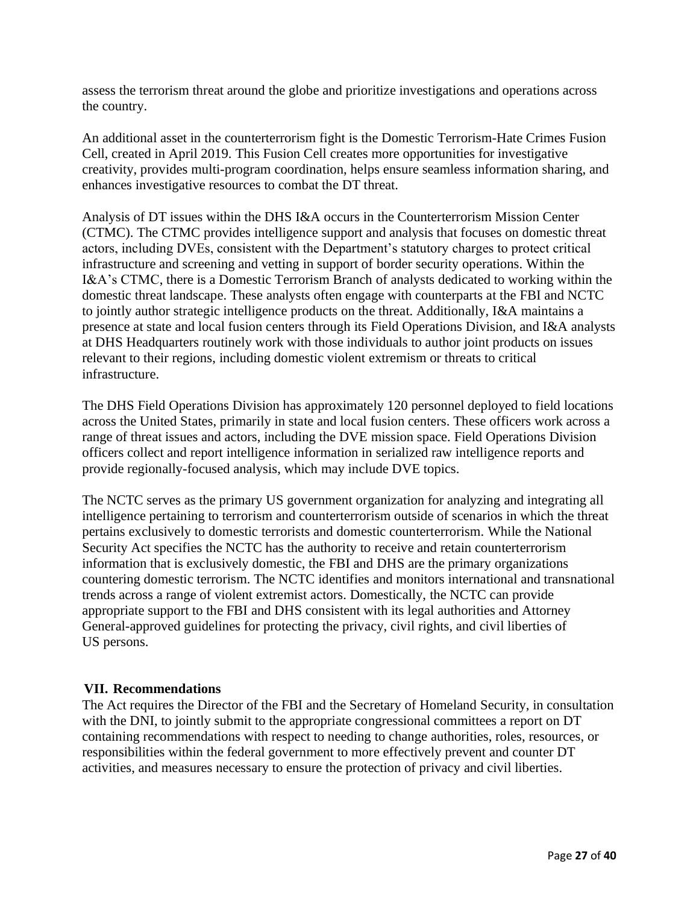assess the terrorism threat around the globe and prioritize investigations and operations across the country.

An additional asset in the counterterrorism fight is the Domestic Terrorism-Hate Crimes Fusion Cell, created in April 2019. This Fusion Cell creates more opportunities for investigative creativity, provides multi-program coordination, helps ensure seamless information sharing, and enhances investigative resources to combat the DT threat.

Analysis of DT issues within the DHS I&A occurs in the Counterterrorism Mission Center (CTMC). The CTMC provides intelligence support and analysis that focuses on domestic threat actors, including DVEs, consistent with the Department's statutory charges to protect critical infrastructure and screening and vetting in support of border security operations. Within the I&A's CTMC, there is a Domestic Terrorism Branch of analysts dedicated to working within the domestic threat landscape. These analysts often engage with counterparts at the FBI and NCTC to jointly author strategic intelligence products on the threat. Additionally, I&A maintains a presence at state and local fusion centers through its Field Operations Division, and I&A analysts at DHS Headquarters routinely work with those individuals to author joint products on issues relevant to their regions, including domestic violent extremism or threats to critical infrastructure.

The DHS Field Operations Division has approximately 120 personnel deployed to field locations across the United States, primarily in state and local fusion centers. These officers work across a range of threat issues and actors, including the DVE mission space. Field Operations Division officers collect and report intelligence information in serialized raw intelligence reports and provide regionally-focused analysis, which may include DVE topics.

The NCTC serves as the primary US government organization for analyzing and integrating all intelligence pertaining to terrorism and counterterrorism outside of scenarios in which the threat pertains exclusively to domestic terrorists and domestic counterterrorism. While the National Security Act specifies the NCTC has the authority to receive and retain counterterrorism information that is exclusively domestic, the FBI and DHS are the primary organizations countering domestic terrorism. The NCTC identifies and monitors international and transnational trends across a range of violent extremist actors. Domestically, the NCTC can provide appropriate support to the FBI and DHS consistent with its legal authorities and Attorney General-approved guidelines for protecting the privacy, civil rights, and civil liberties of US persons.

## VII. Recommendations

The Act requires the Director of the FBI and the Secretary of Homeland Security, in consultation with the DNI, to jointly submit to the appropriate congressional committees a report on DT containing recommendations with respect to needing to change authorities, roles, resources, or responsibilities within the federal government to more effectively prevent and counter DT activities, and measures necessary to ensure the protection of privacy and civil liberties.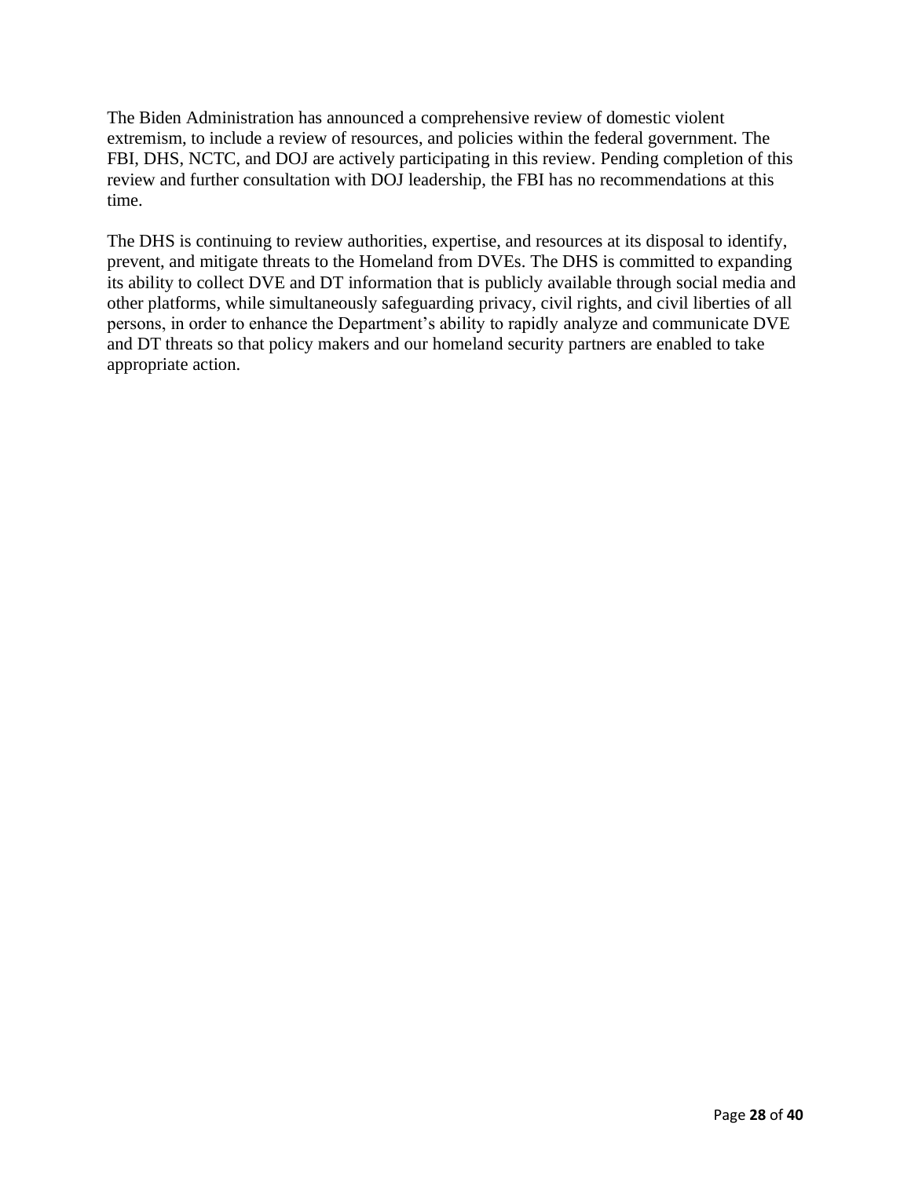The Biden Administration has announced a comprehensive review of domestic violent extremism, to include a review of resources, and policies within the federal government. The FBI, DHS, NCTC, and DOJ are actively participating in this review. Pending completion of this review and further consultation with DOJ leadership, the FBI has no recommendations at this time.

The DHS is continuing to review authorities, expertise, and resources at its disposal to identify, prevent, and mitigate threats to the Homeland from DVEs. The DHS is committed to expanding its ability to collect DVE and DT information that is publicly available through social media and other platforms, while simultaneously safeguarding privacy, civil rights, and civil liberties of all persons, in order to enhance the Department's ability to rapidly analyze and communicate DVE and DT threats so that policy makers and our homeland security partners are enabled to take appropriate action.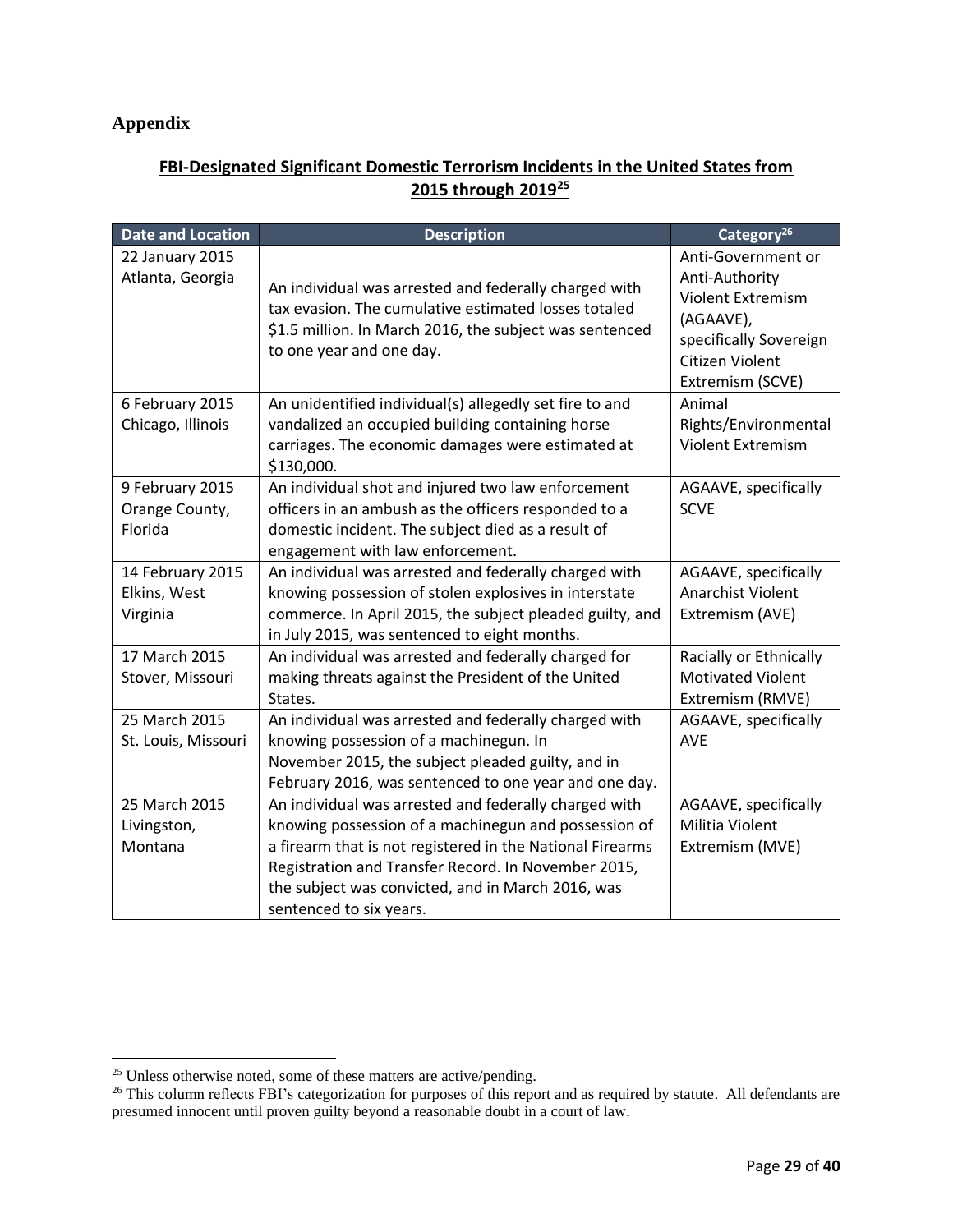## Appendix

**FBI-Designated Significant Domestic Terrorism Incidents in the United States from 2015 through 2019[25]**

| Date and Location | Description | Category[26] |
| --- | --- | --- |
| 22 January 2015 Atlanta, Georgia | An individual was arrested and federally charged with tax evasion. The cumulative estimated losses totaled $1.5 million. In March 2016, the subject was sentenced to one year and one day. | Anti-Government or Anti-Authority Violent Extremism (AGAAVE), specifically Sovereign Citizen Violent Extremism (SCVE) |
| 6 February 2015 Chicago, Illinois | An unidentified individual(s) allegedly set fire to and vandalized an occupied building containing horse carriages. The economic damages were estimated at $130,000. | Animal Rights/Environmental Violent Extremism |
| 9 February 2015 Orange County, Florida | An individual shot and injured two law enforcement officers in an ambush as the officers responded to a domestic incident. The subject died as a result of engagement with law enforcement. | AGAAVE, specifically SCVE |
| 14 February 2015 Elkins, West Virginia | An individual was arrested and federally charged with knowing possession of stolen explosives in interstate commerce. In April 2015, the subject pleaded guilty, and in July 2015, was sentenced to eight months. | AGAAVE, specifically Anarchist Violent Extremism (AVE) |
| 17 March 2015 Stover, Missouri | An individual was arrested and federally charged for making threats against the President of the United States. | Racially or Ethnically Motivated Violent Extremism (RMVE) |
| 25 March 2015 St. Louis, Missouri | An individual was arrested and federally charged with knowing possession of a machinegun. In November 2015, the subject pleaded guilty, and in February 2016, was sentenced to one year and one day. | AGAAVE, specifically AVE |
| 25 March 2015 Livingston, Montana | An individual was arrested and federally charged with knowing possession of a machinegun and possession of a firearm that is not registered in the National Firearms Registration and Transfer Record. In November 2015, the subject was convicted, and in March 2016, was sentenced to six years. | AGAAVE, specifically Militia Violent Extremism (MVE) |

[25] Unless otherwise noted, some of these matters are active/pending.

[26] This column reflects FBI's categorization for purposes of this report and as required by statute. All defendants are presumed innocent until proven guilty beyond a reasonable doubt in a court of law.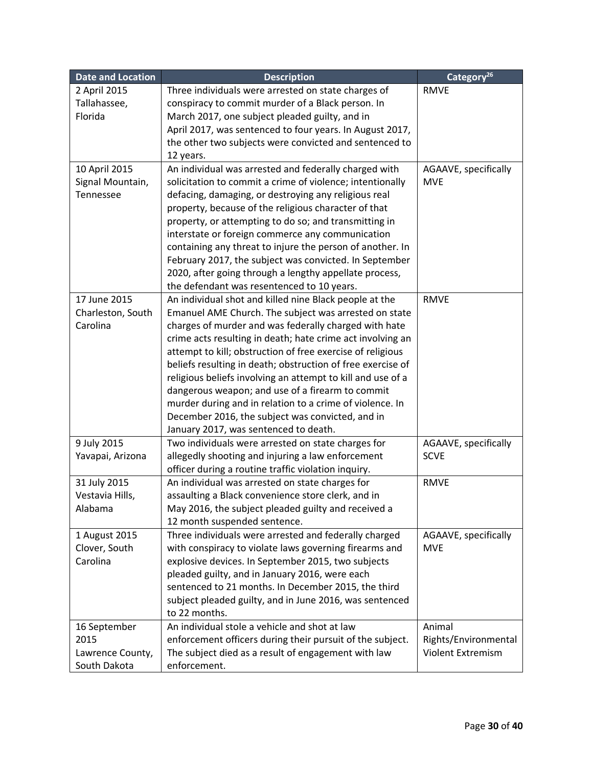| Date and Location | Description | Category[26] |
|---|---|---|
| 2 April 2015 Tallahassee, Florida | Three individuals were arrested on state charges of conspiracy to commit murder of a Black person. In March 2017, one subject pleaded guilty, and in April 2017, was sentenced to four years. In August 2017, the other two subjects were convicted and sentenced to 12 years. | RMVE |
| 10 April 2015 Signal Mountain, Tennessee | An individual was arrested and federally charged with solicitation to commit a crime of violence; intentionally defacing, damaging, or destroying any religious real property, because of the religious character of that property, or attempting to do so; and transmitting in interstate or foreign commerce any communication containing any threat to injure the person of another. In February 2017, the subject was convicted. In September 2020, after going through a lengthy appellate process, the defendant was resentenced to 10 years. | AGAAVE, specifically MVE |
| 17 June 2015 Charleston, South Carolina | An individual shot and killed nine Black people at the Emanuel AME Church. The subject was arrested on state charges of murder and was federally charged with hate crime acts resulting in death; hate crime act involving an attempt to kill; obstruction of free exercise of religious beliefs resulting in death; obstruction of free exercise of religious beliefs involving an attempt to kill and use of a dangerous weapon; and use of a firearm to commit murder during and in relation to a crime of violence. In December 2016, the subject was convicted, and in January 2017, was sentenced to death. | RMVE |
| 9 July 2015 Yavapai, Arizona | Two individuals were arrested on state charges for allegedly shooting and injuring a law enforcement officer during a routine traffic violation inquiry. | AGAAVE, specifically SCVE |
| 31 July 2015 Vestavia Hills, Alabama | An individual was arrested on state charges for assaulting a Black convenience store clerk, and in May 2016, the subject pleaded guilty and received a 12 month suspended sentence. | RMVE |
| 1 August 2015 Clover, South Carolina | Three individuals were arrested and federally charged with conspiracy to violate laws governing firearms and explosive devices. In September 2015, two subjects pleaded guilty, and in January 2016, were each sentenced to 21 months. In December 2015, the third subject pleaded guilty, and in June 2016, was sentenced to 22 months. | AGAAVE, specifically MVE |
| 16 September 2015 Lawrence County, South Dakota | An individual stole a vehicle and shot at law enforcement officers during their pursuit of the subject. The subject died as a result of engagement with law enforcement. | Animal Rights/Environmental Violent Extremism |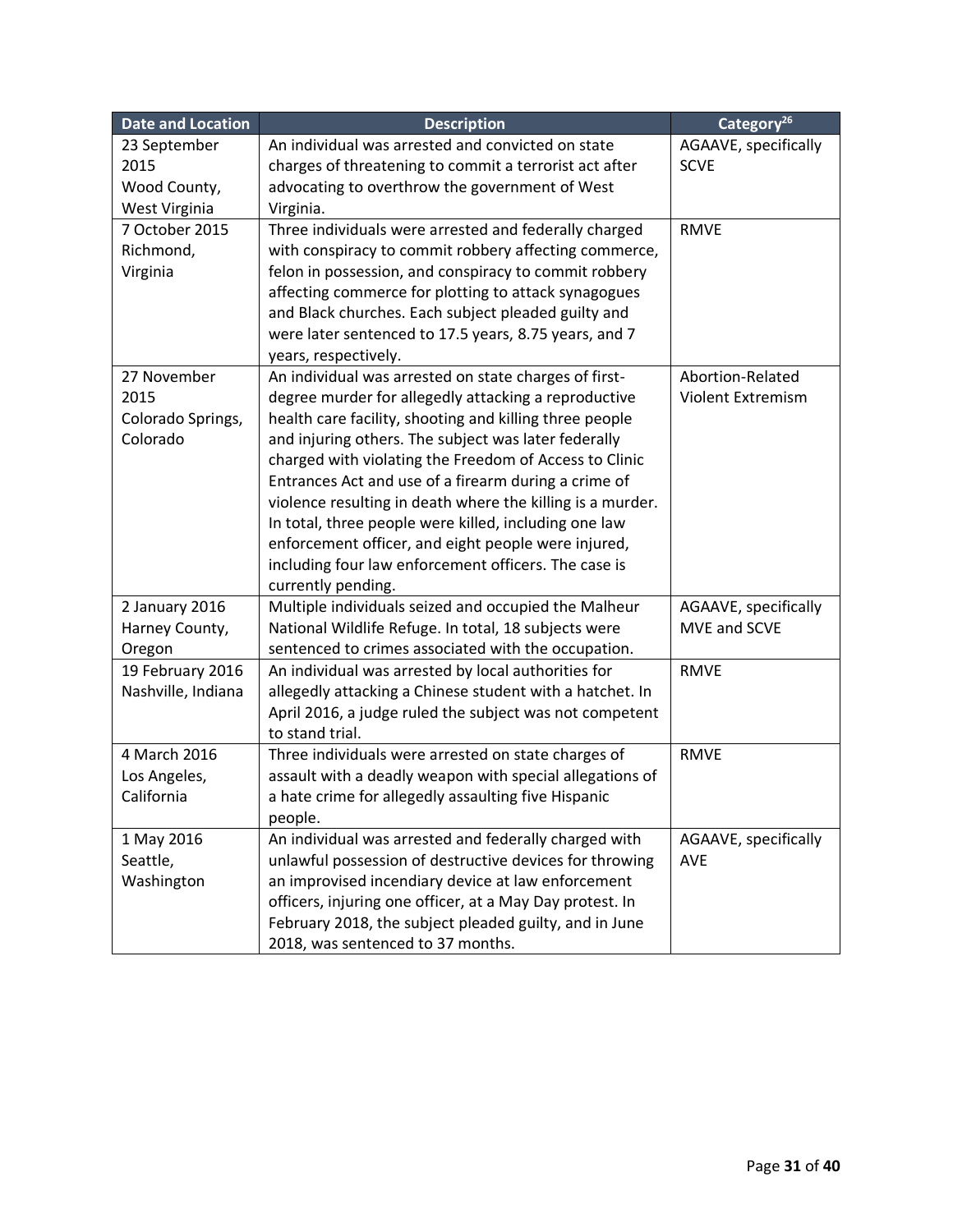| Date and Location | Description | Category[26] |
|---|---|---|
| 23 September 2015 Wood County, West Virginia | An individual was arrested and convicted on state charges of threatening to commit a terrorist act after advocating to overthrow the government of West Virginia. | AGAAVE, specifically SCVE |
| 7 October 2015 Richmond, Virginia | Three individuals were arrested and federally charged with conspiracy to commit robbery affecting commerce, felon in possession, and conspiracy to commit robbery affecting commerce for plotting to attack synagogues and Black churches. Each subject pleaded guilty and were later sentenced to 17.5 years, 8.75 years, and 7 years, respectively. | RMVE |
| 27 November 2015 Colorado Springs, Colorado | An individual was arrested on state charges of first-degree murder for allegedly attacking a reproductive health care facility, shooting and killing three people and injuring others. The subject was later federally charged with violating the Freedom of Access to Clinic Entrances Act and use of a firearm during a crime of violence resulting in death where the killing is a murder. In total, three people were killed, including one law enforcement officer, and eight people were injured, including four law enforcement officers. The case is currently pending. | Abortion-Related Violent Extremism |
| 2 January 2016 Harney County, Oregon | Multiple individuals seized and occupied the Malheur National Wildlife Refuge. In total, 18 subjects were sentenced to crimes associated with the occupation. | AGAAVE, specifically MVE and SCVE |
| 19 February 2016 Nashville, Indiana | An individual was arrested by local authorities for allegedly attacking a Chinese student with a hatchet. In April 2016, a judge ruled the subject was not competent to stand trial. | RMVE |
| 4 March 2016 Los Angeles, California | Three individuals were arrested on state charges of assault with a deadly weapon with special allegations of a hate crime for allegedly assaulting five Hispanic people. | RMVE |
| 1 May 2016 Seattle, Washington | An individual was arrested and federally charged with unlawful possession of destructive devices for throwing an improvised incendiary device at law enforcement officers, injuring one officer, at a May Day protest. In February 2018, the subject pleaded guilty, and in June 2018, was sentenced to 37 months. | AGAAVE, specifically AVE |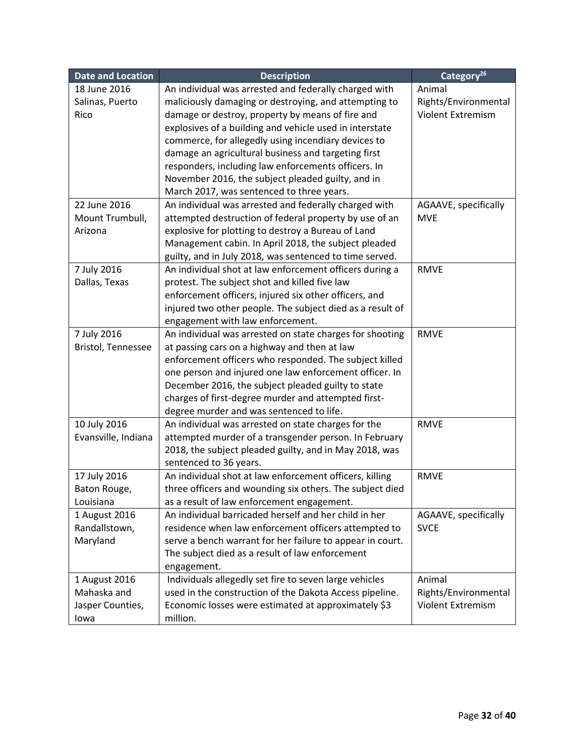| Date and Location | Description | Category[26] |
|---|---|---|
| 18 June 2016 Salinas, Puerto Rico | An individual was arrested and federally charged with maliciously damaging or destroying, and attempting to damage or destroy, property by means of fire and explosives of a building and vehicle used in interstate commerce, for allegedly using incendiary devices to damage an agricultural business and targeting first responders, including law enforcements officers. In November 2016, the subject pleaded guilty, and in March 2017, was sentenced to three years. | Animal Rights/Environmental Violent Extremism |
| 22 June 2016 Mount Trumbull, Arizona | An individual was arrested and federally charged with attempted destruction of federal property by use of an explosive for plotting to destroy a Bureau of Land Management cabin. In April 2018, the subject pleaded guilty, and in July 2018, was sentenced to time served. | AGAAVE, specifically MVE |
| 7 July 2016 Dallas, Texas | An individual shot at law enforcement officers during a protest. The subject shot and killed five law enforcement officers, injured six other officers, and injured two other people. The subject died as a result of engagement with law enforcement. | RMVE |
| 7 July 2016 Bristol, Tennessee | An individual was arrested on state charges for shooting at passing cars on a highway and then at law enforcement officers who responded. The subject killed one person and injured one law enforcement officer. In December 2016, the subject pleaded guilty to state charges of first-degree murder and attempted first-degree murder and was sentenced to life. | RMVE |
| 10 July 2016 Evansville, Indiana | An individual was arrested on state charges for the attempted murder of a transgender person. In February 2018, the subject pleaded guilty, and in May 2018, was sentenced to 36 years. | RMVE |
| 17 July 2016 Baton Rouge, Louisiana | An individual shot at law enforcement officers, killing three officers and wounding six others. The subject died as a result of law enforcement engagement. | RMVE |
| 1 August 2016 Randallstown, Maryland | An individual barricaded herself and her child in her residence when law enforcement officers attempted to serve a bench warrant for her failure to appear in court. The subject died as a result of law enforcement engagement. | AGAAVE, specifically SVCE |
| 1 August 2016 Mahaska and Jasper Counties, Iowa | Individuals allegedly set fire to seven large vehicles used in the construction of the Dakota Access pipeline. Economic losses were estimated at approximately $3 million. | Animal Rights/Environmental Violent Extremism |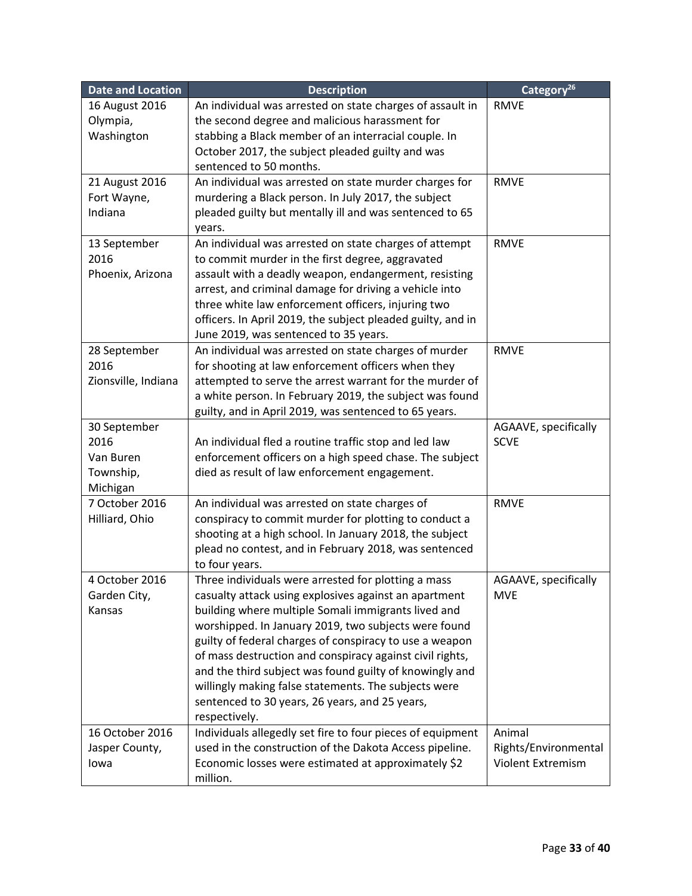| Date and Location | Description | Category[26] |
|---|---|---|
| 16 August 2016 Olympia, Washington | An individual was arrested on state charges of assault in the second degree and malicious harassment for stabbing a Black member of an interracial couple. In October 2017, the subject pleaded guilty and was sentenced to 50 months. | RMVE |
| 21 August 2016 Fort Wayne, Indiana | An individual was arrested on state murder charges for murdering a Black person. In July 2017, the subject pleaded guilty but mentally ill and was sentenced to 65 years. | RMVE |
| 13 September 2016 Phoenix, Arizona | An individual was arrested on state charges of attempt to commit murder in the first degree, aggravated assault with a deadly weapon, endangerment, resisting arrest, and criminal damage for driving a vehicle into three white law enforcement officers, injuring two officers. In April 2019, the subject pleaded guilty, and in June 2019, was sentenced to 35 years. | RMVE |
| 28 September 2016 Zionsville, Indiana | An individual was arrested on state charges of murder for shooting at law enforcement officers when they attempted to serve the arrest warrant for the murder of a white person. In February 2019, the subject was found guilty, and in April 2019, was sentenced to 65 years. | RMVE |
| 30 September 2016 Van Buren Township, Michigan | An individual fled a routine traffic stop and led law enforcement officers on a high speed chase. The subject died as result of law enforcement engagement. | AGAAVE, specifically SCVE |
| 7 October 2016 Hilliard, Ohio | An individual was arrested on state charges of conspiracy to commit murder for plotting to conduct a shooting at a high school. In January 2018, the subject plead no contest, and in February 2018, was sentenced to four years. | RMVE |
| 4 October 2016 Garden City, Kansas | Three individuals were arrested for plotting a mass casualty attack using explosives against an apartment building where multiple Somali immigrants lived and worshipped. In January 2019, two subjects were found guilty of federal charges of conspiracy to use a weapon of mass destruction and conspiracy against civil rights, and the third subject was found guilty of knowingly and willingly making false statements. The subjects were sentenced to 30 years, 26 years, and 25 years, respectively. | AGAAVE, specifically MVE |
| 16 October 2016 Jasper County, Iowa | Individuals allegedly set fire to four pieces of equipment used in the construction of the Dakota Access pipeline. Economic losses were estimated at approximately $2 million. | Animal Rights/Environmental Violent Extremism |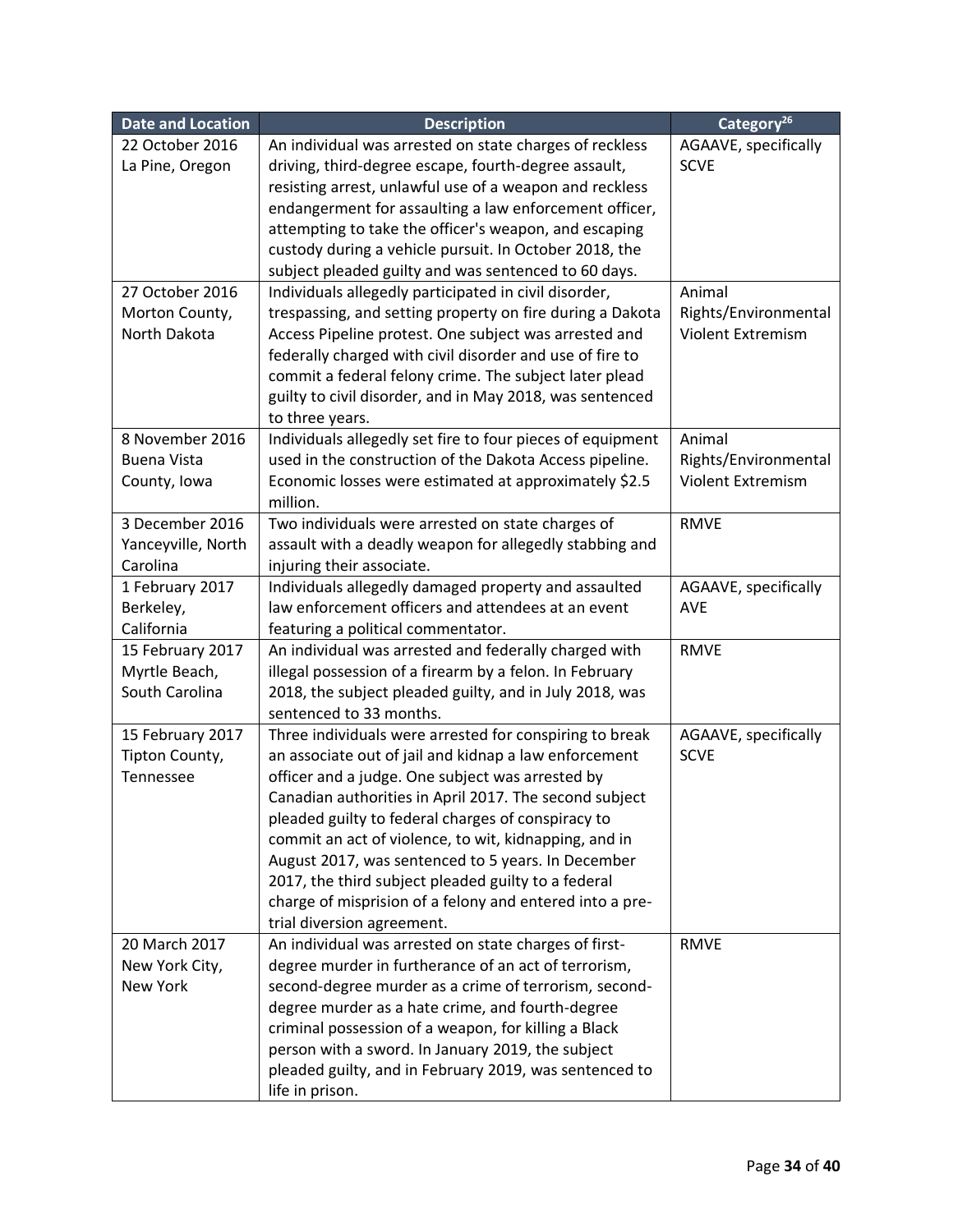| Date and Location | Description | Category[26] |
|---|---|---|
| 22 October 2016 La Pine, Oregon | An individual was arrested on state charges of reckless driving, third-degree escape, fourth-degree assault, resisting arrest, unlawful use of a weapon and reckless endangerment for assaulting a law enforcement officer, attempting to take the officer's weapon, and escaping custody during a vehicle pursuit. In October 2018, the subject pleaded guilty and was sentenced to 60 days. | AGAAVE, specifically SCVE |
| 27 October 2016 Morton County, North Dakota | Individuals allegedly participated in civil disorder, trespassing, and setting property on fire during a Dakota Access Pipeline protest. One subject was arrested and federally charged with civil disorder and use of fire to commit a federal felony crime. The subject later plead guilty to civil disorder, and in May 2018, was sentenced to three years. | Animal Rights/Environmental Violent Extremism |
| 8 November 2016 Buena Vista County, Iowa | Individuals allegedly set fire to four pieces of equipment used in the construction of the Dakota Access pipeline. Economic losses were estimated at approximately $2.5 million. | Animal Rights/Environmental Violent Extremism |
| 3 December 2016 Yanceyville, North Carolina | Two individuals were arrested on state charges of assault with a deadly weapon for allegedly stabbing and injuring their associate. | RMVE |
| 1 February 2017 Berkeley, California | Individuals allegedly damaged property and assaulted law enforcement officers and attendees at an event featuring a political commentator. | AGAAVE, specifically AVE |
| 15 February 2017 Myrtle Beach, South Carolina | An individual was arrested and federally charged with illegal possession of a firearm by a felon. In February 2018, the subject pleaded guilty, and in July 2018, was sentenced to 33 months. | RMVE |
| 15 February 2017 Tipton County, Tennessee | Three individuals were arrested for conspiring to break an associate out of jail and kidnap a law enforcement officer and a judge. One subject was arrested by Canadian authorities in April 2017. The second subject pleaded guilty to federal charges of conspiracy to commit an act of violence, to wit, kidnapping, and in August 2017, was sentenced to 5 years. In December 2017, the third subject pleaded guilty to a federal charge of misprision of a felony and entered into a pre-trial diversion agreement. | AGAAVE, specifically SCVE |
| 20 March 2017 New York City, New York | An individual was arrested on state charges of first-degree murder in furtherance of an act of terrorism, second-degree murder as a crime of terrorism, second-degree murder as a hate crime, and fourth-degree criminal possession of a weapon, for killing a Black person with a sword. In January 2019, the subject pleaded guilty, and in February 2019, was sentenced to life in prison. | RMVE |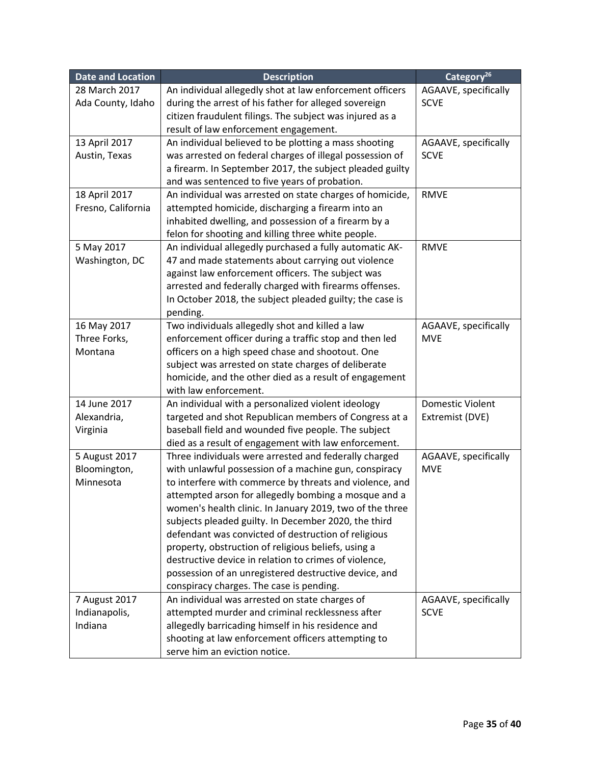| Date and Location | Description | Category[26] |
|---|---|---|
| 28 March 2017 Ada County, Idaho | An individual allegedly shot at law enforcement officers during the arrest of his father for alleged sovereign citizen fraudulent filings. The subject was injured as a result of law enforcement engagement. | AGAAVE, specifically SCVE |
| 13 April 2017 Austin, Texas | An individual believed to be plotting a mass shooting was arrested on federal charges of illegal possession of a firearm. In September 2017, the subject pleaded guilty and was sentenced to five years of probation. | AGAAVE, specifically SCVE |
| 18 April 2017 Fresno, California | An individual was arrested on state charges of homicide, attempted homicide, discharging a firearm into an inhabited dwelling, and possession of a firearm by a felon for shooting and killing three white people. | RMVE |
| 5 May 2017 Washington, DC | An individual allegedly purchased a fully automatic AK-47 and made statements about carrying out violence against law enforcement officers. The subject was arrested and federally charged with firearms offenses. In October 2018, the subject pleaded guilty; the case is pending. | RMVE |
| 16 May 2017 Three Forks, Montana | Two individuals allegedly shot and killed a law enforcement officer during a traffic stop and then led officers on a high speed chase and shootout. One subject was arrested on state charges of deliberate homicide, and the other died as a result of engagement with law enforcement. | AGAAVE, specifically MVE |
| 14 June 2017 Alexandria, Virginia | An individual with a personalized violent ideology targeted and shot Republican members of Congress at a baseball field and wounded five people. The subject died as a result of engagement with law enforcement. | Domestic Violent Extremist (DVE) |
| 5 August 2017 Bloomington, Minnesota | Three individuals were arrested and federally charged with unlawful possession of a machine gun, conspiracy to interfere with commerce by threats and violence, and attempted arson for allegedly bombing a mosque and a women's health clinic. In January 2019, two of the three subjects pleaded guilty. In December 2020, the third defendant was convicted of destruction of religious property, obstruction of religious beliefs, using a destructive device in relation to crimes of violence, possession of an unregistered destructive device, and conspiracy charges. The case is pending. | AGAAVE, specifically MVE |
| 7 August 2017 Indianapolis, Indiana | An individual was arrested on state charges of attempted murder and criminal recklessness after allegedly barricading himself in his residence and shooting at law enforcement officers attempting to serve him an eviction notice. | AGAAVE, specifically SCVE |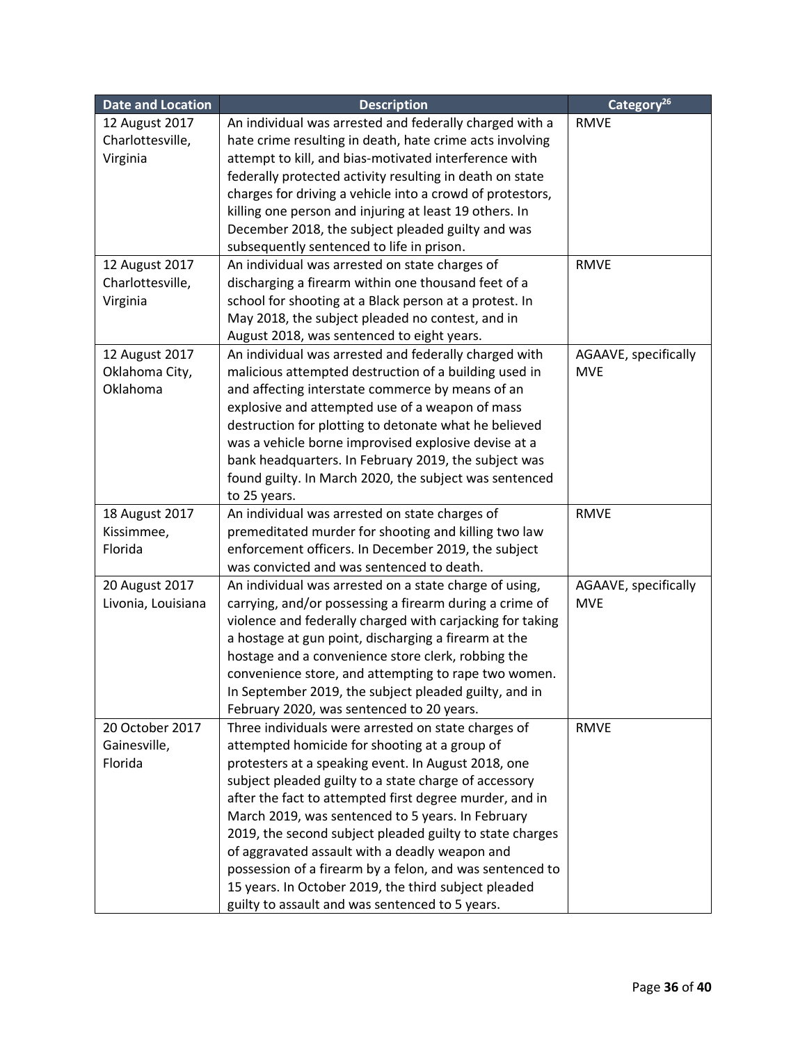| Date and Location | Description | Category[26] |
|---|---|---|
| 12 August 2017 Charlottesville, Virginia | An individual was arrested and federally charged with a hate crime resulting in death, hate crime acts involving attempt to kill, and bias-motivated interference with federally protected activity resulting in death on state charges for driving a vehicle into a crowd of protestors, killing one person and injuring at least 19 others. In December 2018, the subject pleaded guilty and was subsequently sentenced to life in prison. | RMVE |
| 12 August 2017 Charlottesville, Virginia | An individual was arrested on state charges of discharging a firearm within one thousand feet of a school for shooting at a Black person at a protest. In May 2018, the subject pleaded no contest, and in August 2018, was sentenced to eight years. | RMVE |
| 12 August 2017 Oklahoma City, Oklahoma | An individual was arrested and federally charged with malicious attempted destruction of a building used in and affecting interstate commerce by means of an explosive and attempted use of a weapon of mass destruction for plotting to detonate what he believed was a vehicle borne improvised explosive devise at a bank headquarters. In February 2019, the subject was found guilty. In March 2020, the subject was sentenced to 25 years. | AGAAVE, specifically MVE |
| 18 August 2017 Kissimmee, Florida | An individual was arrested on state charges of premeditated murder for shooting and killing two law enforcement officers. In December 2019, the subject was convicted and was sentenced to death. | RMVE |
| 20 August 2017 Livonia, Louisiana | An individual was arrested on a state charge of using, carrying, and/or possessing a firearm during a crime of violence and federally charged with carjacking for taking a hostage at gun point, discharging a firearm at the hostage and a convenience store clerk, robbing the convenience store, and attempting to rape two women. In September 2019, the subject pleaded guilty, and in February 2020, was sentenced to 20 years. | AGAAVE, specifically MVE |
| 20 October 2017 Gainesville, Florida | Three individuals were arrested on state charges of attempted homicide for shooting at a group of protesters at a speaking event. In August 2018, one subject pleaded guilty to a state charge of accessory after the fact to attempted first degree murder, and in March 2019, was sentenced to 5 years. In February 2019, the second subject pleaded guilty to state charges of aggravated assault with a deadly weapon and possession of a firearm by a felon, and was sentenced to 15 years. In October 2019, the third subject pleaded guilty to assault and was sentenced to 5 years. | RMVE |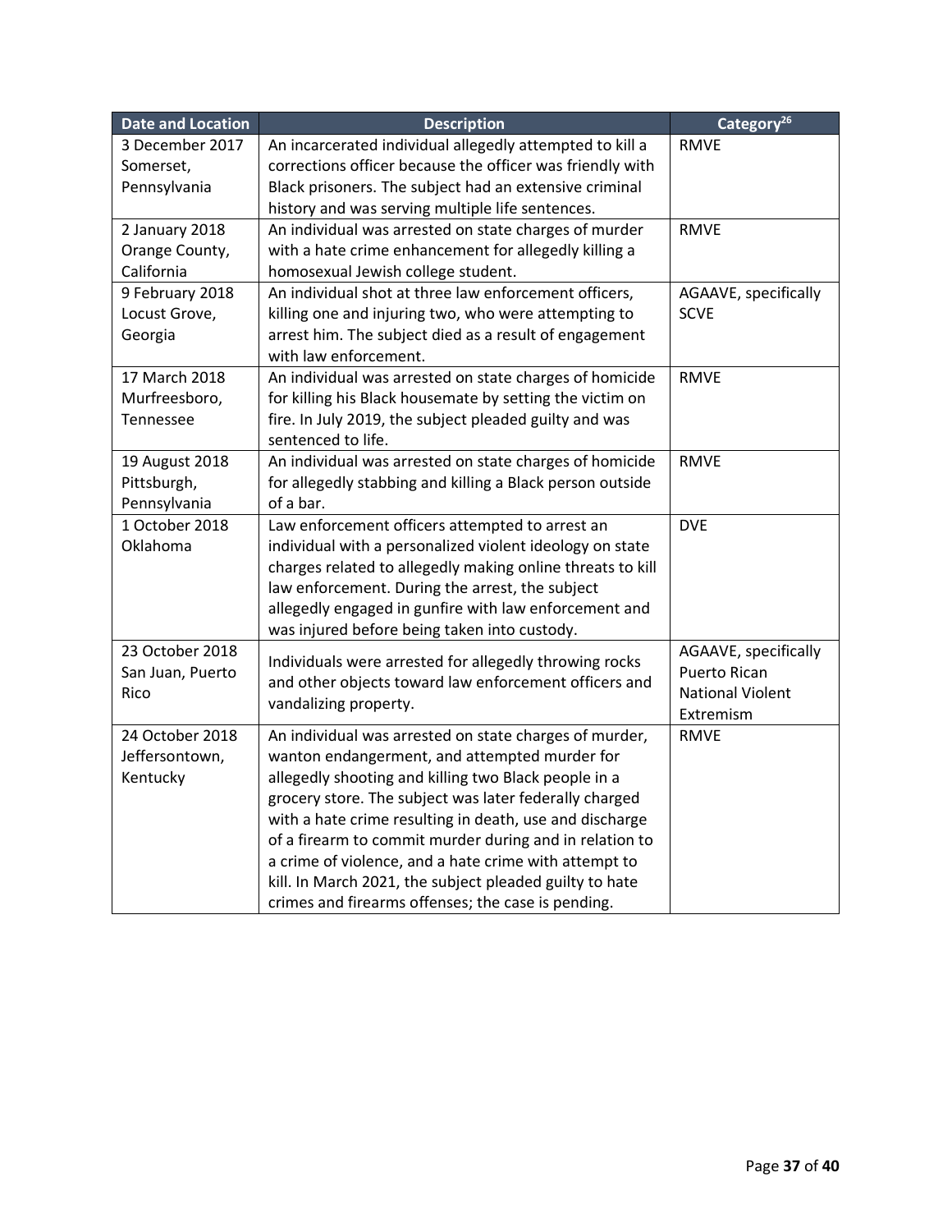| Date and Location | Description | Category[26] |
| --- | --- | --- |
| 3 December 2017 Somerset, Pennsylvania | An incarcerated individual allegedly attempted to kill a corrections officer because the officer was friendly with Black prisoners. The subject had an extensive criminal history and was serving multiple life sentences. | RMVE |
| 2 January 2018 Orange County, California | An individual was arrested on state charges of murder with a hate crime enhancement for allegedly killing a homosexual Jewish college student. | RMVE |
| 9 February 2018 Locust Grove, Georgia | An individual shot at three law enforcement officers, killing one and injuring two, who were attempting to arrest him. The subject died as a result of engagement with law enforcement. | AGAAVE, specifically SCVE |
| 17 March 2018 Murfreesboro, Tennessee | An individual was arrested on state charges of homicide for killing his Black housemate by setting the victim on fire. In July 2019, the subject pleaded guilty and was sentenced to life. | RMVE |
| 19 August 2018 Pittsburgh, Pennsylvania | An individual was arrested on state charges of homicide for allegedly stabbing and killing a Black person outside of a bar. | RMVE |
| 1 October 2018 Oklahoma | Law enforcement officers attempted to arrest an individual with a personalized violent ideology on state charges related to allegedly making online threats to kill law enforcement. During the arrest, the subject allegedly engaged in gunfire with law enforcement and was injured before being taken into custody. | DVE |
| 23 October 2018 San Juan, Puerto Rico | Individuals were arrested for allegedly throwing rocks and other objects toward law enforcement officers and vandalizing property. | AGAAVE, specifically Puerto Rican National Violent Extremism |
| 24 October 2018 Jeffersontown, Kentucky | An individual was arrested on state charges of murder, wanton endangerment, and attempted murder for allegedly shooting and killing two Black people in a grocery store. The subject was later federally charged with a hate crime resulting in death, use and discharge of a firearm to commit murder during and in relation to a crime of violence, and a hate crime with attempt to kill. In March 2021, the subject pleaded guilty to hate crimes and firearms offenses; the case is pending. | RMVE |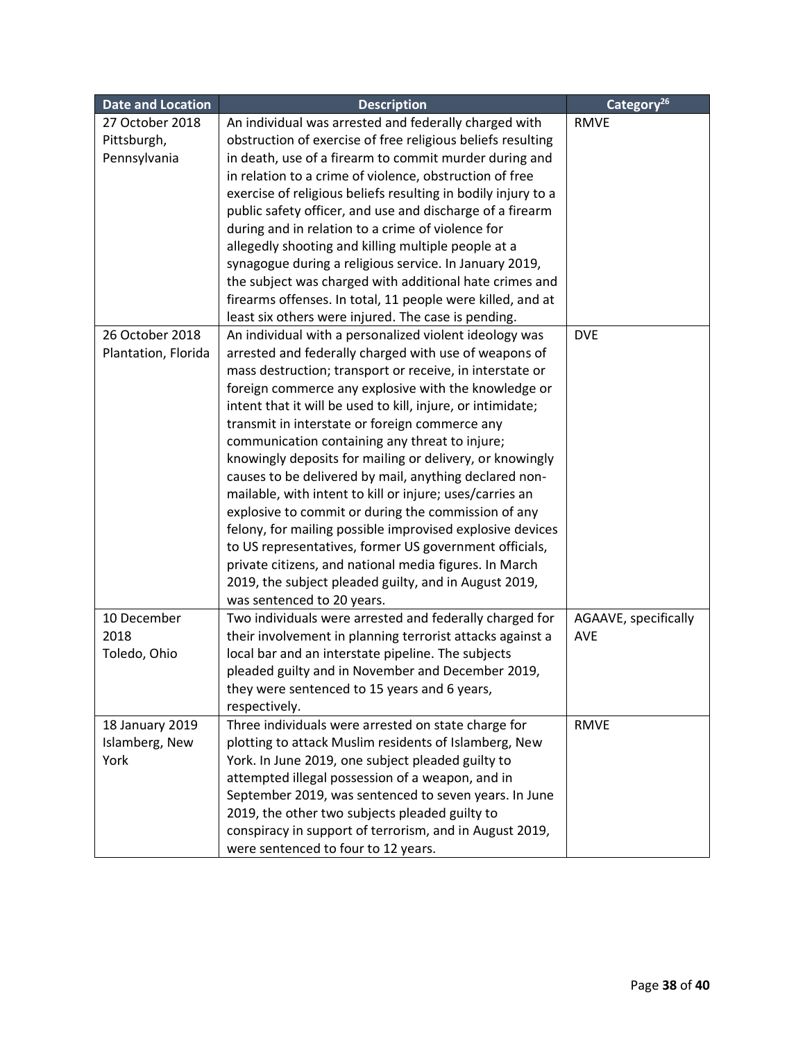| Date and Location | Description | Category[26] |
|---|---|---|
| 27 October 2018 Pittsburgh, Pennsylvania | An individual was arrested and federally charged with obstruction of exercise of free religious beliefs resulting in death, use of a firearm to commit murder during and in relation to a crime of violence, obstruction of free exercise of religious beliefs resulting in bodily injury to a public safety officer, and use and discharge of a firearm during and in relation to a crime of violence for allegedly shooting and killing multiple people at a synagogue during a religious service. In January 2019, the subject was charged with additional hate crimes and firearms offenses. In total, 11 people were killed, and at least six others were injured. The case is pending. | RMVE |
| 26 October 2018 Plantation, Florida | An individual with a personalized violent ideology was arrested and federally charged with use of weapons of mass destruction; transport or receive, in interstate or foreign commerce any explosive with the knowledge or intent that it will be used to kill, injure, or intimidate; transmit in interstate or foreign commerce any communication containing any threat to injure; knowingly deposits for mailing or delivery, or knowingly causes to be delivered by mail, anything declared non-mailable, with intent to kill or injure; uses/carries an explosive to commit or during the commission of any felony, for mailing possible improvised explosive devices to US representatives, former US government officials, private citizens, and national media figures. In March 2019, the subject pleaded guilty, and in August 2019, was sentenced to 20 years. | DVE |
| 10 December 2018 Toledo, Ohio | Two individuals were arrested and federally charged for their involvement in planning terrorist attacks against a local bar and an interstate pipeline. The subjects pleaded guilty and in November and December 2019, they were sentenced to 15 years and 6 years, respectively. | AGAAVE, specifically AVE |
| 18 January 2019 Islamberg, New York | Three individuals were arrested on state charge for plotting to attack Muslim residents of Islamberg, New York. In June 2019, one subject pleaded guilty to attempted illegal possession of a weapon, and in September 2019, was sentenced to seven years. In June 2019, the other two subjects pleaded guilty to conspiracy in support of terrorism, and in August 2019, were sentenced to four to 12 years. | RMVE |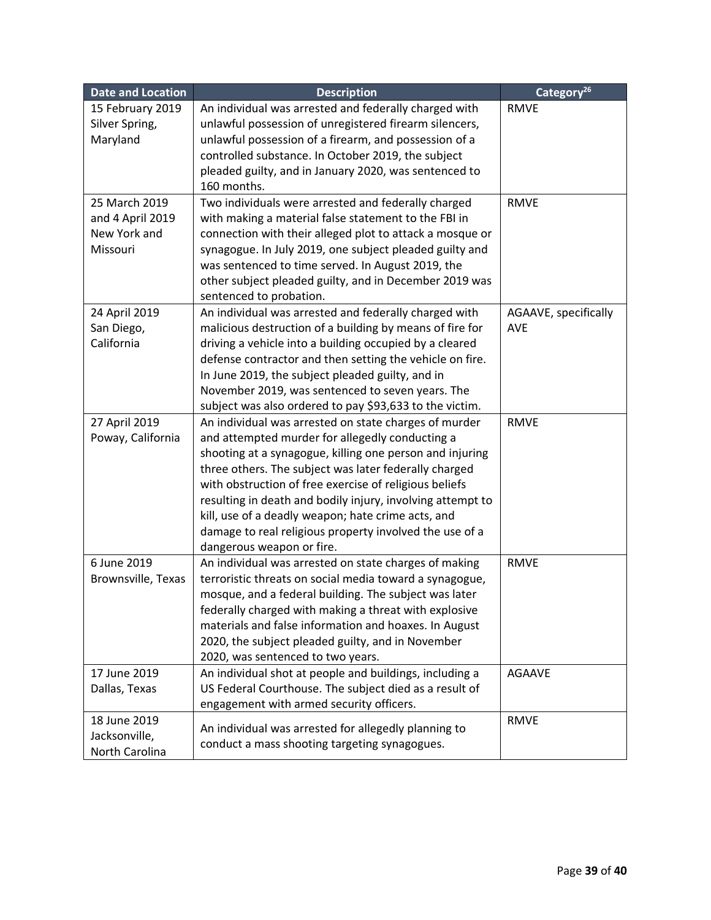| Date and Location | Description | Category[26] |
|---|---|---|
| 15 February 2019 Silver Spring, Maryland | An individual was arrested and federally charged with unlawful possession of unregistered firearm silencers, unlawful possession of a firearm, and possession of a controlled substance. In October 2019, the subject pleaded guilty, and in January 2020, was sentenced to 160 months. | RMVE |
| 25 March 2019 and 4 April 2019 New York and Missouri | Two individuals were arrested and federally charged with making a material false statement to the FBI in connection with their alleged plot to attack a mosque or synagogue. In July 2019, one subject pleaded guilty and was sentenced to time served. In August 2019, the other subject pleaded guilty, and in December 2019 was sentenced to probation. | RMVE |
| 24 April 2019 San Diego, California | An individual was arrested and federally charged with malicious destruction of a building by means of fire for driving a vehicle into a building occupied by a cleared defense contractor and then setting the vehicle on fire. In June 2019, the subject pleaded guilty, and in November 2019, was sentenced to seven years. The subject was also ordered to pay $93,633 to the victim. | AGAAVE, specifically AVE |
| 27 April 2019 Poway, California | An individual was arrested on state charges of murder and attempted murder for allegedly conducting a shooting at a synagogue, killing one person and injuring three others. The subject was later federally charged with obstruction of free exercise of religious beliefs resulting in death and bodily injury, involving attempt to kill, use of a deadly weapon; hate crime acts, and damage to real religious property involved the use of a dangerous weapon or fire. | RMVE |
| 6 June 2019 Brownsville, Texas | An individual was arrested on state charges of making terroristic threats on social media toward a synagogue, mosque, and a federal building. The subject was later federally charged with making a threat with explosive materials and false information and hoaxes. In August 2020, the subject pleaded guilty, and in November 2020, was sentenced to two years. | RMVE |
| 17 June 2019 Dallas, Texas | An individual shot at people and buildings, including a US Federal Courthouse. The subject died as a result of engagement with armed security officers. | AGAAVE |
| 18 June 2019 Jacksonville, North Carolina | An individual was arrested for allegedly planning to conduct a mass shooting targeting synagogues. | RMVE |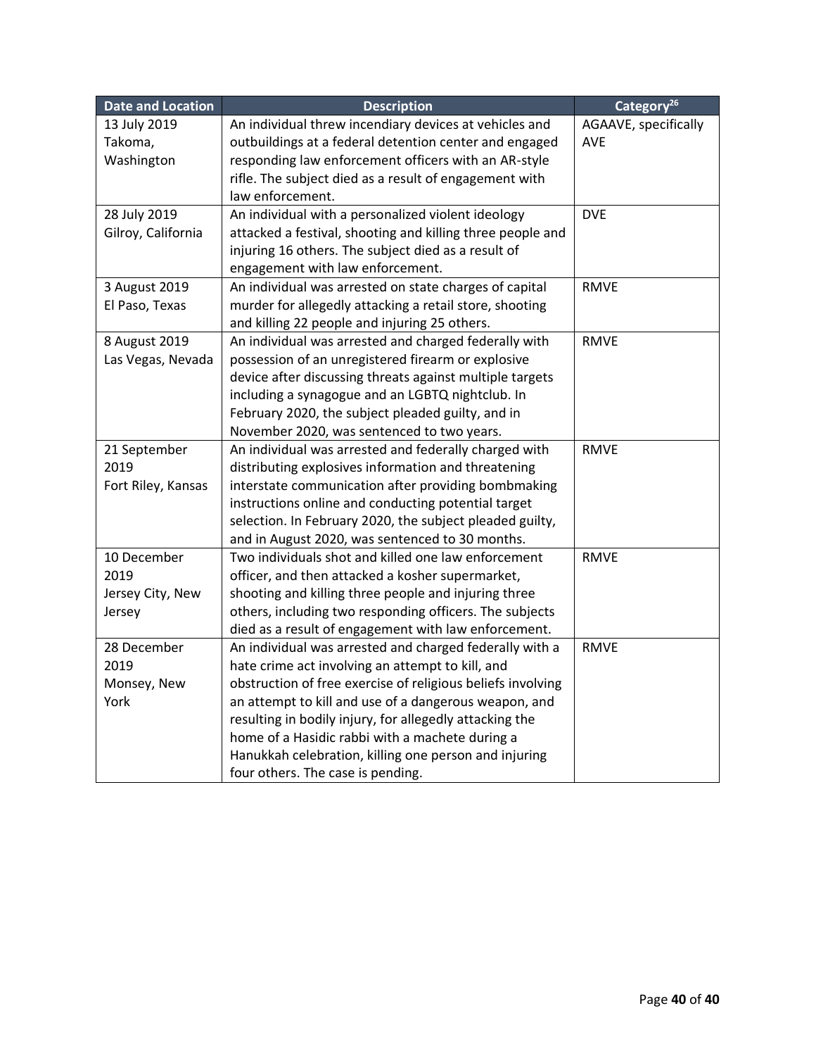| Date and Location | Description | Category[26] |
|---|---|---|
| 13 July 2019 Takoma, Washington | An individual threw incendiary devices at vehicles and outbuildings at a federal detention center and engaged responding law enforcement officers with an AR-style rifle. The subject died as a result of engagement with law enforcement. | AGAAVE, specifically AVE |
| 28 July 2019 Gilroy, California | An individual with a personalized violent ideology attacked a festival, shooting and killing three people and injuring 16 others. The subject died as a result of engagement with law enforcement. | DVE |
| 3 August 2019 El Paso, Texas | An individual was arrested on state charges of capital murder for allegedly attacking a retail store, shooting and killing 22 people and injuring 25 others. | RMVE |
| 8 August 2019 Las Vegas, Nevada | An individual was arrested and charged federally with possession of an unregistered firearm or explosive device after discussing threats against multiple targets including a synagogue and an LGBTQ nightclub. In February 2020, the subject pleaded guilty, and in November 2020, was sentenced to two years. | RMVE |
| 21 September 2019 Fort Riley, Kansas | An individual was arrested and federally charged with distributing explosives information and threatening interstate communication after providing bombmaking instructions online and conducting potential target selection. In February 2020, the subject pleaded guilty, and in August 2020, was sentenced to 30 months. | RMVE |
| 10 December 2019 Jersey City, New Jersey | Two individuals shot and killed one law enforcement officer, and then attacked a kosher supermarket, shooting and killing three people and injuring three others, including two responding officers. The subjects died as a result of engagement with law enforcement. | RMVE |
| 28 December 2019 Monsey, New York | An individual was arrested and charged federally with a hate crime act involving an attempt to kill, and obstruction of free exercise of religious beliefs involving an attempt to kill and use of a dangerous weapon, and resulting in bodily injury, for allegedly attacking the home of a Hasidic rabbi with a machete during a Hanukkah celebration, killing one person and injuring four others. The case is pending. | RMVE |